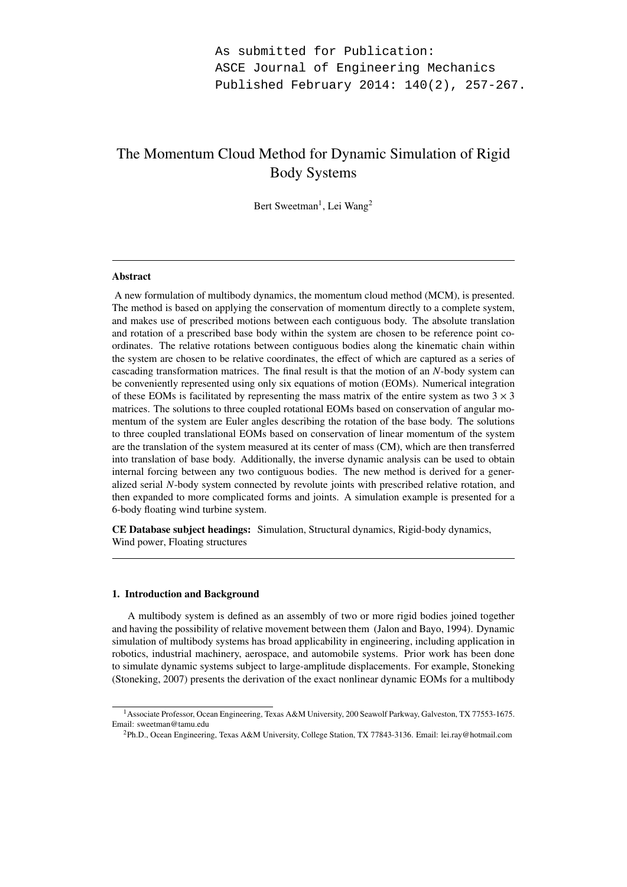```
As submitted for Publication:
ASCE Journal of Engineering Mechanics
Published February 2014: 140(2), 257-267.
```

# The Momentum Cloud Method for Dynamic Simulation of Rigid Body Systems

Bert Sweetman[1], Lei Wang[2]

---

### Abstract

A new formulation of multibody dynamics, the momentum cloud method (MCM), is presented. The method is based on applying the conservation of momentum directly to a complete system, and makes use of prescribed motions between each contiguous body. The absolute translation and rotation of a prescribed base body within the system are chosen to be reference point coordinates. The relative rotations between contiguous bodies along the kinematic chain within the system are chosen to be relative coordinates, the effect of which are captured as a series of cascading transformation matrices. The final result is that the motion of an *N*-body system can be conveniently represented using only six equations of motion (EOMs). Numerical integration of these EOMs is facilitated by representing the mass matrix of the entire system as two $3 \times 3$ matrices. The solutions to three coupled rotational EOMs based on conservation of angular momentum of the system are Euler angles describing the rotation of the base body. The solutions to three coupled translational EOMs based on conservation of linear momentum of the system are the translation of the system measured at its center of mass (CM), which are then transferred into translation of base body. Additionally, the inverse dynamic analysis can be used to obtain internal forcing between any two contiguous bodies. The new method is derived for a generalized serial *N*-body system connected by revolute joints with prescribed relative rotation, and then expanded to more complicated forms and joints. A simulation example is presented for a 6-body floating wind turbine system.

**CE Database subject headings:** Simulation, Structural dynamics, Rigid-body dynamics, Wind power, Floating structures

---

### 1. Introduction and Background

A multibody system is defined as an assembly of two or more rigid bodies joined together and having the possibility of relative movement between them (Jalon and Bayo, 1994). Dynamic simulation of multibody systems has broad applicability in engineering, including application in robotics, industrial machinery, aerospace, and automobile systems. Prior work has been done to simulate dynamic systems subject to large-amplitude displacements. For example, Stoneking (Stoneking, 2007) presents the derivation of the exact nonlinear dynamic EOMs for a multibody

---

[1] Associate Professor, Ocean Engineering, Texas A&M University, 200 Seawolf Parkway, Galveston, TX 77553-1675. Email: sweetman@tamu.edu

[2] Ph.D., Ocean Engineering, Texas A&M University, College Station, TX 77843-3136. Email: lei.ray@hotmail.com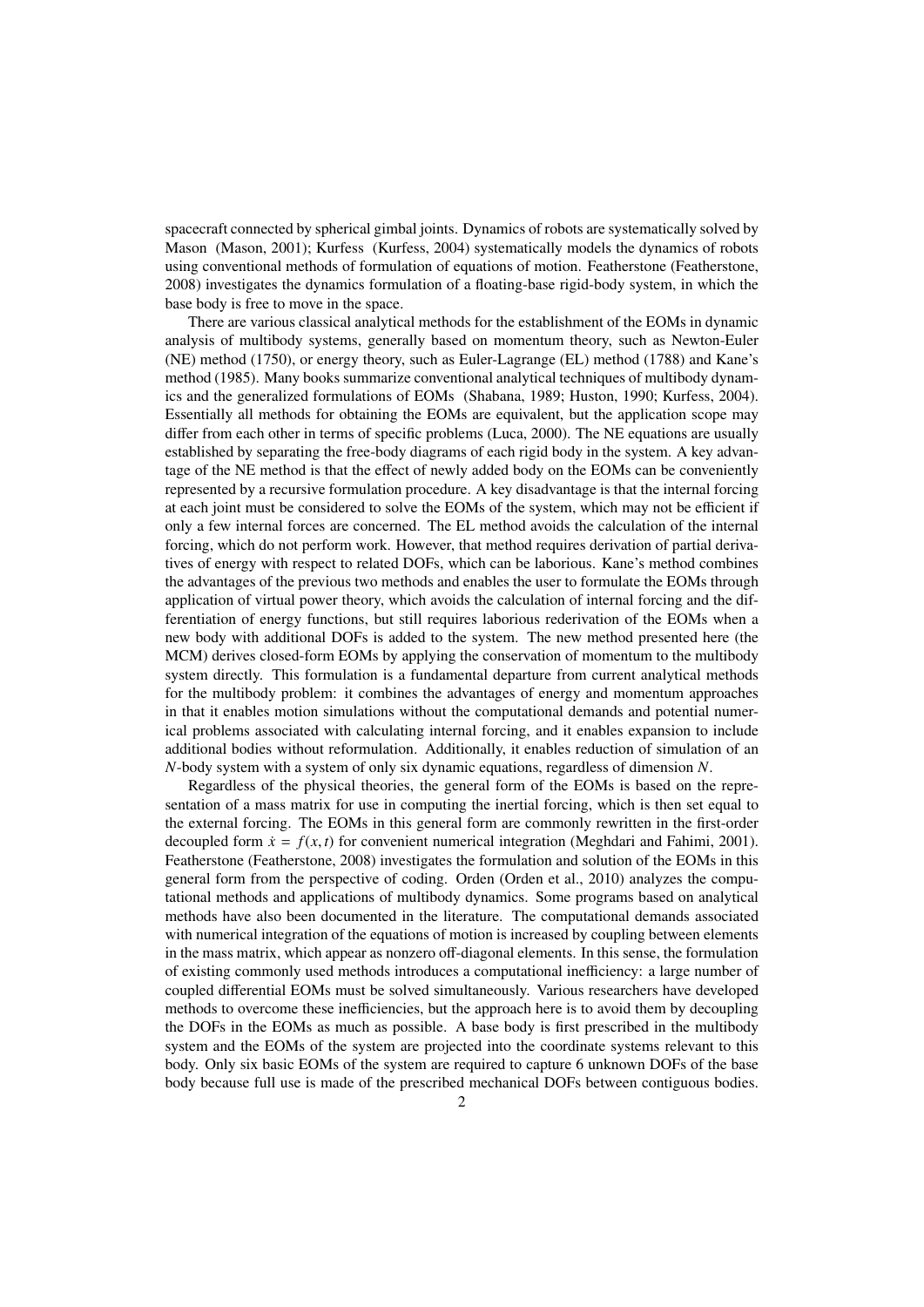spacecraft connected by spherical gimbal joints. Dynamics of robots are systematically solved by Mason (Mason, 2001); Kurfess (Kurfess, 2004) systematically models the dynamics of robots using conventional methods of formulation of equations of motion. Featherstone (Featherstone, 2008) investigates the dynamics formulation of a floating-base rigid-body system, in which the base body is free to move in the space.

There are various classical analytical methods for the establishment of the EOMs in dynamic analysis of multibody systems, generally based on momentum theory, such as Newton-Euler (NE) method (1750), or energy theory, such as Euler-Lagrange (EL) method (1788) and Kane's method (1985). Many books summarize conventional analytical techniques of multibody dynamics and the generalized formulations of EOMs (Shabana, 1989; Huston, 1990; Kurfess, 2004). Essentially all methods for obtaining the EOMs are equivalent, but the application scope may differ from each other in terms of specific problems (Luca, 2000). The NE equations are usually established by separating the free-body diagrams of each rigid body in the system. A key advantage of the NE method is that the effect of newly added body on the EOMs can be conveniently represented by a recursive formulation procedure. A key disadvantage is that the internal forcing at each joint must be considered to solve the EOMs of the system, which may not be efficient if only a few internal forces are concerned. The EL method avoids the calculation of the internal forcing, which do not perform work. However, that method requires derivation of partial derivatives of energy with respect to related DOFs, which can be laborious. Kane's method combines the advantages of the previous two methods and enables the user to formulate the EOMs through application of virtual power theory, which avoids the calculation of internal forcing and the differentiation of energy functions, but still requires laborious rederivation of the EOMs when a new body with additional DOFs is added to the system. The new method presented here (the MCM) derives closed-form EOMs by applying the conservation of momentum to the multibody system directly. This formulation is a fundamental departure from current analytical methods for the multibody problem: it combines the advantages of energy and momentum approaches in that it enables motion simulations without the computational demands and potential numerical problems associated with calculating internal forcing, and it enables expansion to include additional bodies without reformulation. Additionally, it enables reduction of simulation of an $N$-body system with a system of only six dynamic equations, regardless of dimension $N$.

Regardless of the physical theories, the general form of the EOMs is based on the representation of a mass matrix for use in computing the inertial forcing, which is then set equal to the external forcing. The EOMs in this general form are commonly rewritten in the first-order decoupled form $\dot{x} = f(x, t)$ for convenient numerical integration (Meghdari and Fahimi, 2001). Featherstone (Featherstone, 2008) investigates the formulation and solution of the EOMs in this general form from the perspective of coding. Orden (Orden et al., 2010) analyzes the computational methods and applications of multibody dynamics. Some programs based on analytical methods have also been documented in the literature. The computational demands associated with numerical integration of the equations of motion is increased by coupling between elements in the mass matrix, which appear as nonzero off-diagonal elements. In this sense, the formulation of existing commonly used methods introduces a computational inefficiency: a large number of coupled differential EOMs must be solved simultaneously. Various researchers have developed methods to overcome these inefficiencies, but the approach here is to avoid them by decoupling the DOFs in the EOMs as much as possible. A base body is first prescribed in the multibody system and the EOMs of the system are projected into the coordinate systems relevant to this body. Only six basic EOMs of the system are required to capture 6 unknown DOFs of the base body because full use is made of the prescribed mechanical DOFs between contiguous bodies.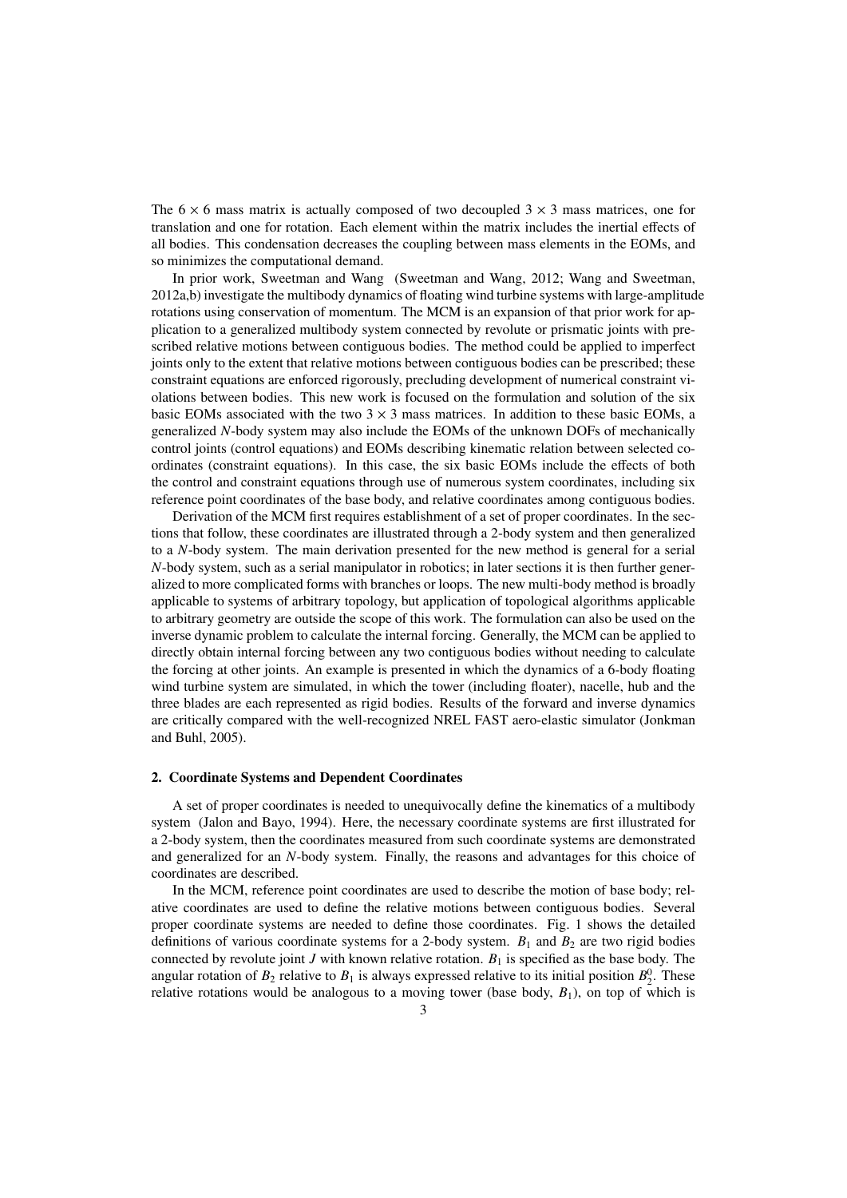The $6 \times 6$ mass matrix is actually composed of two decoupled $3 \times 3$ mass matrices, one for translation and one for rotation. Each element within the matrix includes the inertial effects of all bodies. This condensation decreases the coupling between mass elements in the EOMs, and so minimizes the computational demand.

In prior work, Sweetman and Wang (Sweetman and Wang, 2012; Wang and Sweetman, 2012a,b) investigate the multibody dynamics of floating wind turbine systems with large-amplitude rotations using conservation of momentum. The MCM is an expansion of that prior work for application to a generalized multibody system connected by revolute or prismatic joints with prescribed relative motions between contiguous bodies. The method could be applied to imperfect joints only to the extent that relative motions between contiguous bodies can be prescribed; these constraint equations are enforced rigorously, precluding development of numerical constraint violations between bodies. This new work is focused on the formulation and solution of the six basic EOMs associated with the two $3 \times 3$ mass matrices. In addition to these basic EOMs, a generalized *N*-body system may also include the EOMs of the unknown DOFs of mechanically control joints (control equations) and EOMs describing kinematic relation between selected coordinates (constraint equations). In this case, the six basic EOMs include the effects of both the control and constraint equations through use of numerous system coordinates, including six reference point coordinates of the base body, and relative coordinates among contiguous bodies.

Derivation of the MCM first requires establishment of a set of proper coordinates. In the sections that follow, these coordinates are illustrated through a 2-body system and then generalized to a *N*-body system. The main derivation presented for the new method is general for a serial *N*-body system, such as a serial manipulator in robotics; in later sections it is then further generalized to more complicated forms with branches or loops. The new multi-body method is broadly applicable to systems of arbitrary topology, but application of topological algorithms applicable to arbitrary geometry are outside the scope of this work. The formulation can also be used on the inverse dynamic problem to calculate the internal forcing. Generally, the MCM can be applied to directly obtain internal forcing between any two contiguous bodies without needing to calculate the forcing at other joints. An example is presented in which the dynamics of a 6-body floating wind turbine system are simulated, in which the tower (including floater), nacelle, hub and the three blades are each represented as rigid bodies. Results of the forward and inverse dynamics are critically compared with the well-recognized NREL FAST aero-elastic simulator (Jonkman and Buhl, 2005).

## 2. Coordinate Systems and Dependent Coordinates

A set of proper coordinates is needed to unequivocally define the kinematics of a multibody system (Jalon and Bayo, 1994). Here, the necessary coordinate systems are first illustrated for a 2-body system, then the coordinates measured from such coordinate systems are demonstrated and generalized for an *N*-body system. Finally, the reasons and advantages for this choice of coordinates are described.

In the MCM, reference point coordinates are used to describe the motion of base body; relative coordinates are used to define the relative motions between contiguous bodies. Several proper coordinate systems are needed to define those coordinates. Fig. 1 shows the detailed definitions of various coordinate systems for a 2-body system. $B_1$ and $B_2$ are two rigid bodies connected by revolute joint $J$ with known relative rotation. $B_1$ is specified as the base body. The angular rotation of $B_2$ relative to $B_1$ is always expressed relative to its initial position $B_2^0$. These relative rotations would be analogous to a moving tower (base body, $B_1$), on top of which is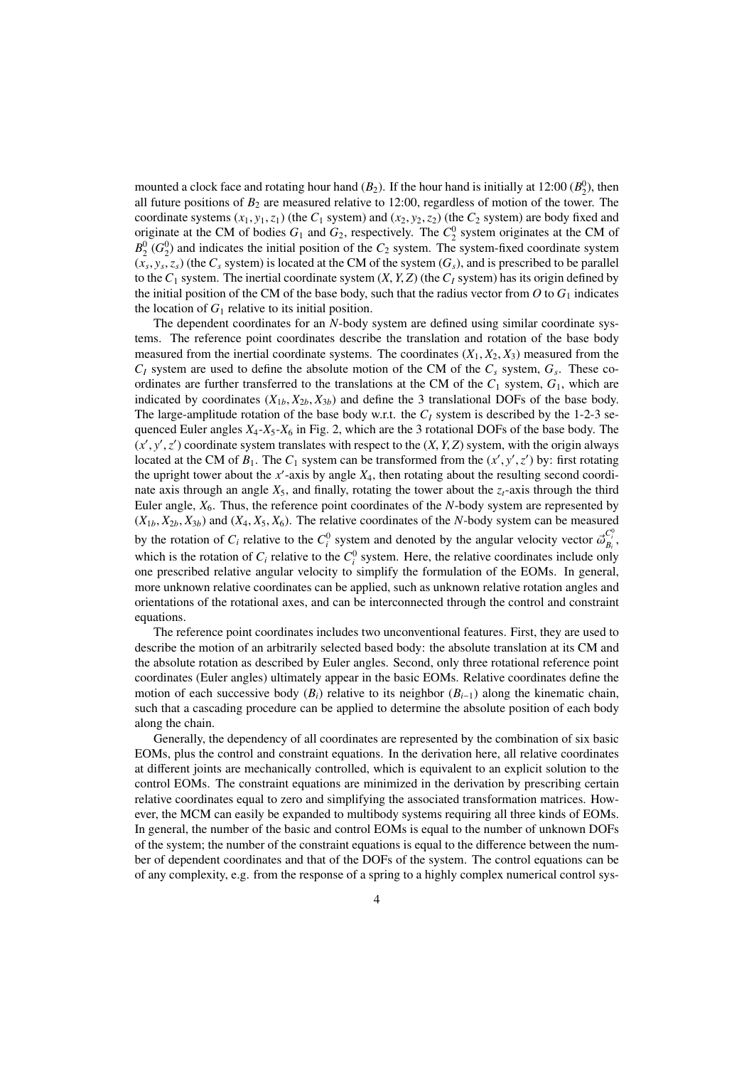mounted a clock face and rotating hour hand ($B_2$). If the hour hand is initially at 12:00 ($B_2^0$), then all future positions of $B_2$ are measured relative to 12:00, regardless of motion of the tower. The coordinate systems $(x_1, y_1, z_1)$ (the $C_1$ system) and $(x_2, y_2, z_2)$ (the $C_2$ system) are body fixed and originate at the CM of bodies $G_1$ and $G_2$, respectively. The $C_2^0$ system originates at the CM of $B_2^0$ ($G_2^0$) and indicates the initial position of the $C_2$ system. The system-fixed coordinate system $(x_s, y_s, z_s)$ (the $C_s$ system) is located at the CM of the system ($G_s$), and is prescribed to be parallel to the $C_1$ system. The inertial coordinate system $(X, Y, Z)$ (the $C_I$ system) has its origin defined by the initial position of the CM of the base body, such that the radius vector from $O$ to $G_1$ indicates the location of $G_1$ relative to its initial position.

The dependent coordinates for an $N$-body system are defined using similar coordinate systems. The reference point coordinates describe the translation and rotation of the base body measured from the inertial coordinate systems. The coordinates $(X_1, X_2, X_3)$ measured from the $C_I$ system are used to define the absolute motion of the CM of the $C_s$ system, $G_s$. These coordinates are further transferred to the translations at the CM of the $C_1$ system, $G_1$, which are indicated by coordinates $(X_{1b}, X_{2b}, X_{3b})$ and define the 3 translational DOFs of the base body. The large-amplitude rotation of the base body w.r.t. the $C_I$ system is described by the 1-2-3 sequenced Euler angles $X_4$-$X_5$-$X_6$ in Fig. 2, which are the 3 rotational DOFs of the base body. The $(x', y', z')$ coordinate system translates with respect to the $(X, Y, Z)$ system, with the origin always located at the CM of $B_1$. The $C_1$ system can be transformed from the $(x', y', z')$ by: first rotating the upright tower about the $x'$-axis by angle $X_4$, then rotating about the resulting second coordinate axis through an angle $X_5$, and finally, rotating the tower about the $z_t$-axis through the third Euler angle, $X_6$. Thus, the reference point coordinates of the $N$-body system are represented by $(X_{1b}, X_{2b}, X_{3b})$ and $(X_4, X_5, X_6)$. The relative coordinates of the $N$-body system can be measured by the rotation of $C_i$ relative to the $C_i^0$ system and denoted by the angular velocity vector $\vec{\omega}_{B_i}^{C_i^0}$, which is the rotation of $C_i$ relative to the $C_i^0$ system. Here, the relative coordinates include only one prescribed relative angular velocity to simplify the formulation of the EOMs. In general, more unknown relative coordinates can be applied, such as unknown relative rotation angles and orientations of the rotational axes, and can be interconnected through the control and constraint equations.

The reference point coordinates includes two unconventional features. First, they are used to describe the motion of an arbitrarily selected based body: the absolute translation at its CM and the absolute rotation as described by Euler angles. Second, only three rotational reference point coordinates (Euler angles) ultimately appear in the basic EOMs. Relative coordinates define the motion of each successive body ($B_i$) relative to its neighbor ($B_{i-1}$) along the kinematic chain, such that a cascading procedure can be applied to determine the absolute position of each body along the chain.

Generally, the dependency of all coordinates are represented by the combination of six basic EOMs, plus the control and constraint equations. In the derivation here, all relative coordinates at different joints are mechanically controlled, which is equivalent to an explicit solution to the control EOMs. The constraint equations are minimized in the derivation by prescribing certain relative coordinates equal to zero and simplifying the associated transformation matrices. However, the MCM can easily be expanded to multibody systems requiring all three kinds of EOMs. In general, the number of the basic and control EOMs is equal to the number of unknown DOFs of the system; the number of the constraint equations is equal to the difference between the number of dependent coordinates and that of the DOFs of the system. The control equations can be of any complexity, e.g. from the response of a spring to a highly complex numerical control sys-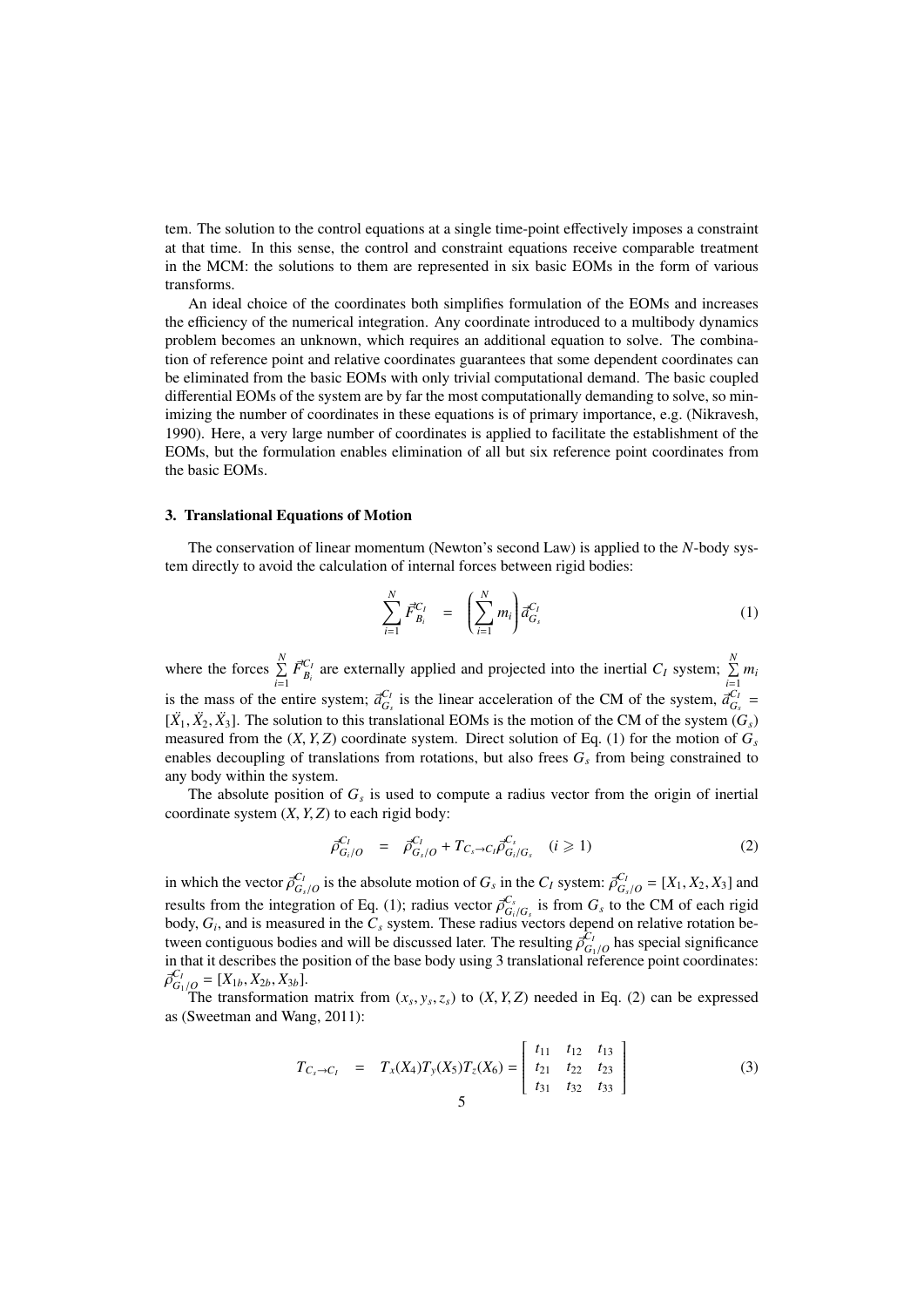tem. The solution to the control equations at a single time-point effectively imposes a constraint at that time. In this sense, the control and constraint equations receive comparable treatment in the MCM: the solutions to them are represented in six basic EOMs in the form of various transforms.

An ideal choice of the coordinates both simplifies formulation of the EOMs and increases the efficiency of the numerical integration. Any coordinate introduced to a multibody dynamics problem becomes an unknown, which requires an additional equation to solve. The combination of reference point and relative coordinates guarantees that some dependent coordinates can be eliminated from the basic EOMs with only trivial computational demand. The basic coupled differential EOMs of the system are by far the most computationally demanding to solve, so minimizing the number of coordinates in these equations is of primary importance, e.g. (Nikravesh, 1990). Here, a very large number of coordinates is applied to facilitate the establishment of the EOMs, but the formulation enables elimination of all but six reference point coordinates from the basic EOMs.

## 3. Translational Equations of Motion

The conservation of linear momentum (Newton's second Law) is applied to the $N$-body system directly to avoid the calculation of internal forces between rigid bodies:

$$\sum_{i=1}^{N} \vec{F}_{B_i}^{C_I} = \left( \sum_{i=1}^{N} m_i \right) \vec{a}_{G_s}^{C_I} \tag{1}$$

where the forces $\sum_{i=1}^{N} \vec{F}_{B_i}^{C_I}$ are externally applied and projected into the inertial $C_I$ system; $\sum_{i=1}^{N} m_i$ is the mass of the entire system; $\vec{a}_{G_s}^{C_I}$ is the linear acceleration of the CM of the system, $\vec{a}_{G_s}^{C_I} = [\ddot{X}_1, \ddot{X}_2, \ddot{X}_3]$. The solution to this translational EOMs is the motion of the CM of the system ($G_s$) measured from the $(X, Y, Z)$ coordinate system. Direct solution of Eq. (1) for the motion of $G_s$ enables decoupling of translations from rotations, but also frees $G_s$ from being constrained to any body within the system.

The absolute position of $G_s$ is used to compute a radius vector from the origin of inertial coordinate system $(X, Y, Z)$ to each rigid body:

$$\vec{\rho}_{G_i/O}^{C_I} = \vec{\rho}_{G_s/O}^{C_I} + T_{C_s \to C_I} \vec{\rho}_{G_i/G_s}^{C_s} \quad (i \geqslant 1) \tag{2}$$

in which the vector $\vec{\rho}_{G_s/O}^{C_I}$ is the absolute motion of $G_s$ in the $C_I$ system: $\vec{\rho}_{G_s/O}^{C_I} = [X_1, X_2, X_3]$ and results from the integration of Eq. (1); radius vector $\vec{\rho}_{G_i/G_s}^{C_s}$ is from $G_s$ to the CM of each rigid body, $G_i$, and is measured in the $C_s$ system. These radius vectors depend on relative rotation between contiguous bodies and will be discussed later. The resulting $\vec{\rho}_{G_1/O}^{C_I}$ has special significance in that it describes the position of the base body using 3 translational reference point coordinates: $\vec{\rho}_{G_1/O}^{C_I} = [X_{1b}, X_{2b}, X_{3b}]$.

The transformation matrix from $(x_s, y_s, z_s)$ to $(X, Y, Z)$ needed in Eq. (2) can be expressed as (Sweetman and Wang, 2011):

$$T_{C_s \to C_I} = T_x(X_4) T_y(X_5) T_z(X_6) = \begin{bmatrix} t_{11} & t_{12} & t_{13} \\ t_{21} & t_{22} & t_{23} \\ t_{31} & t_{32} & t_{33} \end{bmatrix} \tag{3}$$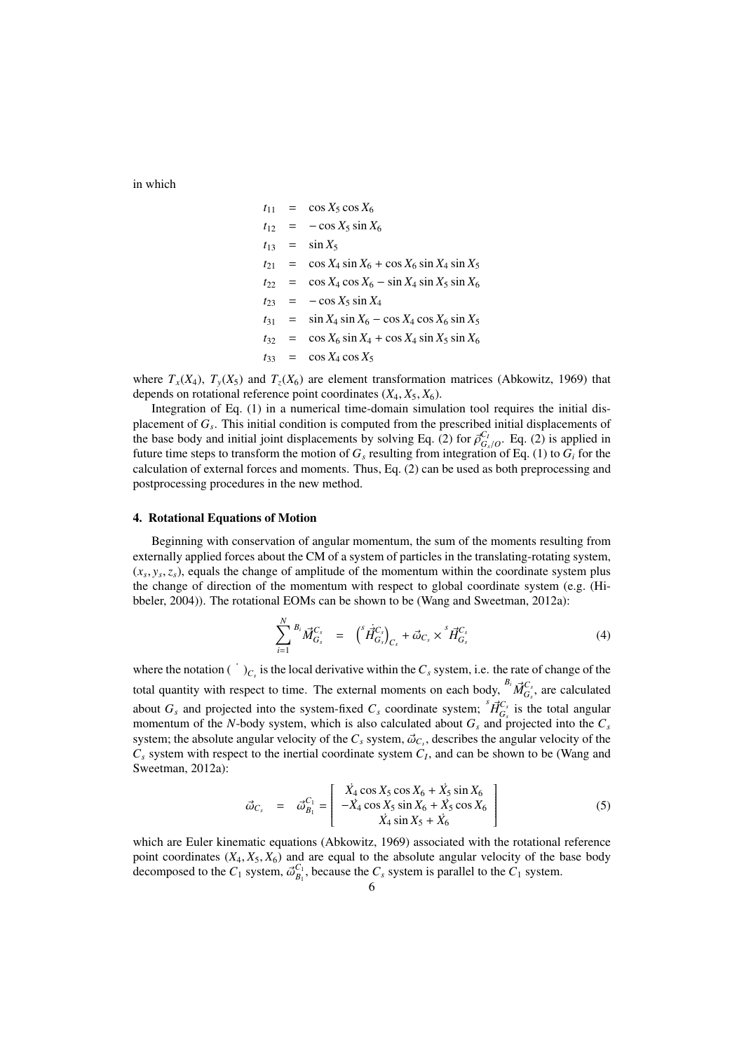in which

$$
\begin{aligned}
t_{11} &= \cos X_5 \cos X_6 \\
t_{12} &= -\cos X_5 \sin X_6 \\
t_{13} &= \sin X_5 \\
t_{21} &= \cos X_4 \sin X_6 + \cos X_6 \sin X_4 \sin X_5 \\
t_{22} &= \cos X_4 \cos X_6 - \sin X_4 \sin X_5 \sin X_6 \\
t_{23} &= -\cos X_5 \sin X_4 \\
t_{31} &= \sin X_4 \sin X_6 - \cos X_4 \cos X_6 \sin X_5 \\
t_{32} &= \cos X_6 \sin X_4 + \cos X_4 \sin X_5 \sin X_6 \\
t_{33} &= \cos X_4 \cos X_5
\end{aligned}
$$

where $T_x(X_4)$, $T_y(X_5)$ and $T_z(X_6)$ are element transformation matrices (Abkowitz, 1969) that depends on rotational reference point coordinates $(X_4, X_5, X_6)$.

Integration of Eq. (1) in a numerical time-domain simulation tool requires the initial displacement of $G_s$. This initial condition is computed from the prescribed initial displacements of the base body and initial joint displacements by solving Eq. (2) for $\vec{\rho}^{\,C_I}_{G_s/O}$. Eq. (2) is applied in future time steps to transform the motion of $G_s$ resulting from integration of Eq. (1) to $G_i$ for the calculation of external forces and moments. Thus, Eq. (2) can be used as both preprocessing and postprocessing procedures in the new method.

## 4. Rotational Equations of Motion

Beginning with conservation of angular momentum, the sum of the moments resulting from externally applied forces about the CM of a system of particles in the translating-rotating system, $(x_s, y_s, z_s)$, equals the change of amplitude of the momentum within the coordinate system plus the change of direction of the momentum with respect to global coordinate system (e.g. (Hibbeler, 2004)). The rotational EOMs can be shown to be (Wang and Sweetman, 2012a):

$$
\sum_{i=1}^{N} {}^{B_i}\vec{M}^{C_s}_{G_s} = \left( {}^{s}\dot{\vec{H}}^{C_s}_{G_s} \right)_{C_s} + \vec{\omega}_{C_s} \times {}^{s}\vec{H}^{C_s}_{G_s} \tag{4}
$$

where the notation $(\dot{\ })_{C_s}$ is the local derivative within the $C_s$ system, i.e. the rate of change of the total quantity with respect to time. The external moments on each body, ${}^{B_i}\vec{M}^{C_s}_{G_s}$, are calculated about $G_s$ and projected into the system-fixed $C_s$ coordinate system; ${}^{s}\vec{H}^{C_s}_{G_s}$ is the total angular momentum of the $N$-body system, which is also calculated about $G_s$ and projected into the $C_s$ system; the absolute angular velocity of the $C_s$ system, $\vec{\omega}_{C_s}$, describes the angular velocity of the $C_s$ system with respect to the inertial coordinate system $C_I$, and can be shown to be (Wang and Sweetman, 2012a):

$$
\vec{\omega}_{C_s} = \vec{\omega}^{C_1}_{B_1} = \begin{bmatrix} \dot{X}_4 \cos X_5 \cos X_6 + \dot{X}_5 \sin X_6 \\ -\dot{X}_4 \cos X_5 \sin X_6 + \dot{X}_5 \cos X_6 \\ \dot{X}_4 \sin X_5 + \dot{X}_6 \end{bmatrix} \tag{5}
$$

which are Euler kinematic equations (Abkowitz, 1969) associated with the rotational reference point coordinates $(X_4, X_5, X_6)$ and are equal to the absolute angular velocity of the base body decomposed to the $C_1$ system, $\vec{\omega}^{C_1}_{B_1}$, because the $C_s$ system is parallel to the $C_1$ system.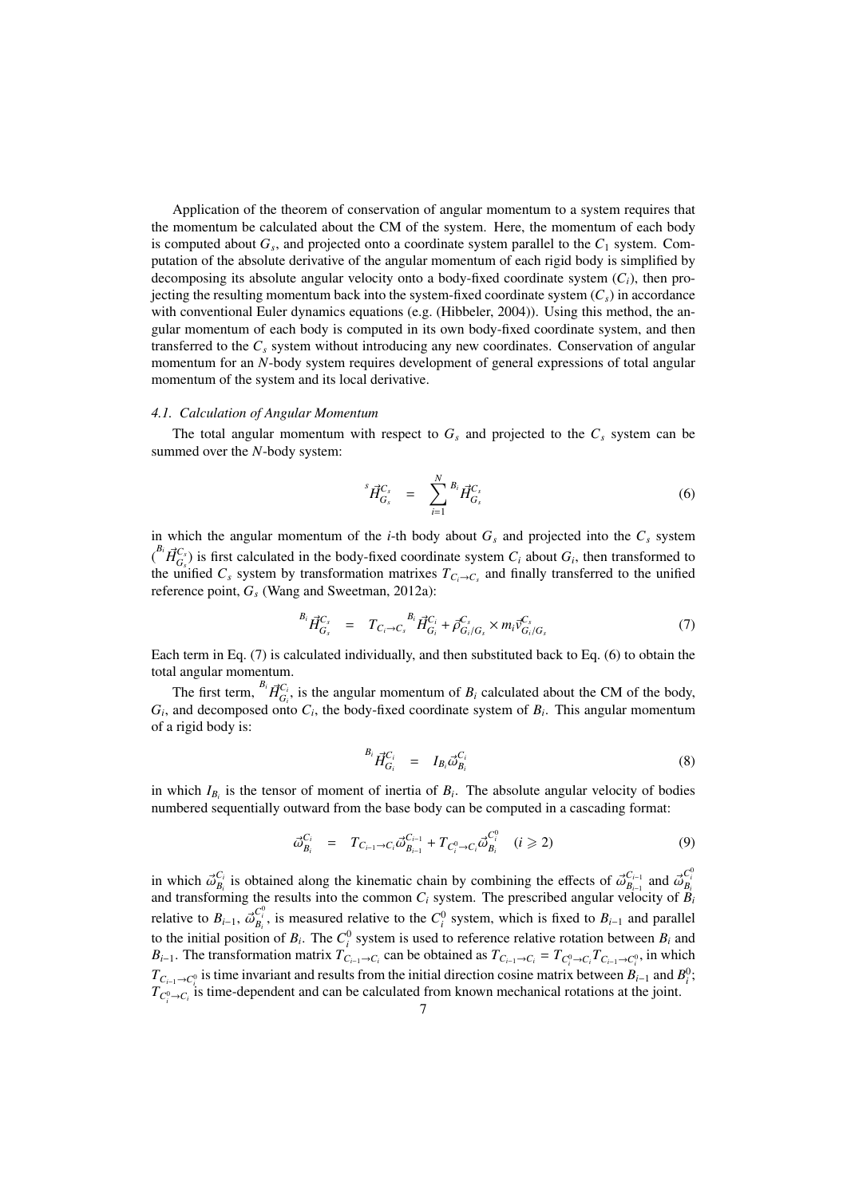Application of the theorem of conservation of angular momentum to a system requires that the momentum be calculated about the CM of the system. Here, the momentum of each body is computed about $G_s$, and projected onto a coordinate system parallel to the $C_1$ system. Computation of the absolute derivative of the angular momentum of each rigid body is simplified by decomposing its absolute angular velocity onto a body-fixed coordinate system ($C_i$), then projecting the resulting momentum back into the system-fixed coordinate system ($C_s$) in accordance with conventional Euler dynamics equations (e.g. (Hibbeler, 2004)). Using this method, the angular momentum of each body is computed in its own body-fixed coordinate system, and then transferred to the $C_s$ system without introducing any new coordinates. Conservation of angular momentum for an $N$-body system requires development of general expressions of total angular momentum of the system and its local derivative.

### *4.1. Calculation of Angular Momentum*

The total angular momentum with respect to $G_s$ and projected to the $C_s$ system can be summed over the $N$-body system:

$$ {}^{s}\vec{H}_{G_s}^{C_s} = \sum_{i=1}^{N} {}^{B_i}\vec{H}_{G_s}^{C_s} \tag{6}$$

in which the angular momentum of the $i$-th body about $G_s$ and projected into the $C_s$ system (${}^{B_i}\vec{H}_{G_s}^{C_s}$) is first calculated in the body-fixed coordinate system $C_i$ about $G_i$, then transformed to the unified $C_s$ system by transformation matrixes $T_{C_i \to C_s}$ and finally transferred to the unified reference point, $G_s$ (Wang and Sweetman, 2012a):

$$ {}^{B_i}\vec{H}_{G_s}^{C_s} = T_{C_i \to C_s}\, {}^{B_i}\vec{H}_{G_i}^{C_i} + \vec{\rho}_{G_i/G_s}^{C_s} \times m_i \vec{v}_{G_i/G_s}^{C_s} \tag{7}$$

Each term in Eq. (7) is calculated individually, and then substituted back to Eq. (6) to obtain the total angular momentum.

The first term, ${}^{B_i}\vec{H}_{G_i}^{C_i}$, is the angular momentum of $B_i$ calculated about the CM of the body, $G_i$, and decomposed onto $C_i$, the body-fixed coordinate system of $B_i$. This angular momentum of a rigid body is:

$$ {}^{B_i}\vec{H}_{G_i}^{C_i} = I_{B_i} \vec{\omega}_{B_i}^{C_i} \tag{8}$$

in which $I_{B_i}$ is the tensor of moment of inertia of $B_i$. The absolute angular velocity of bodies numbered sequentially outward from the base body can be computed in a cascading format:

$$ \vec{\omega}_{B_i}^{C_i} = T_{C_{i-1} \to C_i} \vec{\omega}_{B_{i-1}}^{C_{i-1}} + T_{C_i^0 \to C_i} \vec{\omega}_{B_i}^{C_i^0} \quad (i \geqslant 2) \tag{9}$$

in which $\vec{\omega}_{B_i}^{C_i}$ is obtained along the kinematic chain by combining the effects of $\vec{\omega}_{B_{i-1}}^{C_{i-1}}$ and $\vec{\omega}_{B_i}^{C_i^0}$ and transforming the results into the common $C_i$ system. The prescribed angular velocity of $B_i$ relative to $B_{i-1}$, $\vec{\omega}_{B_i}^{C_i^0}$, is measured relative to the $C_i^0$ system, which is fixed to $B_{i-1}$ and parallel to the initial position of $B_i$. The $C_i^0$ system is used to reference relative rotation between $B_i$ and $B_{i-1}$. The transformation matrix $T_{C_{i-1} \to C_i}$ can be obtained as $T_{C_{i-1} \to C_i} = T_{C_i^0 \to C_i} T_{C_{i-1} \to C_i^0}$, in which $T_{C_{i-1} \to C_i^0}$ is time invariant and results from the initial direction cosine matrix between $B_{i-1}$ and $B_i^0$; $T_{C_i^0 \to C_i}$ is time-dependent and can be calculated from known mechanical rotations at the joint.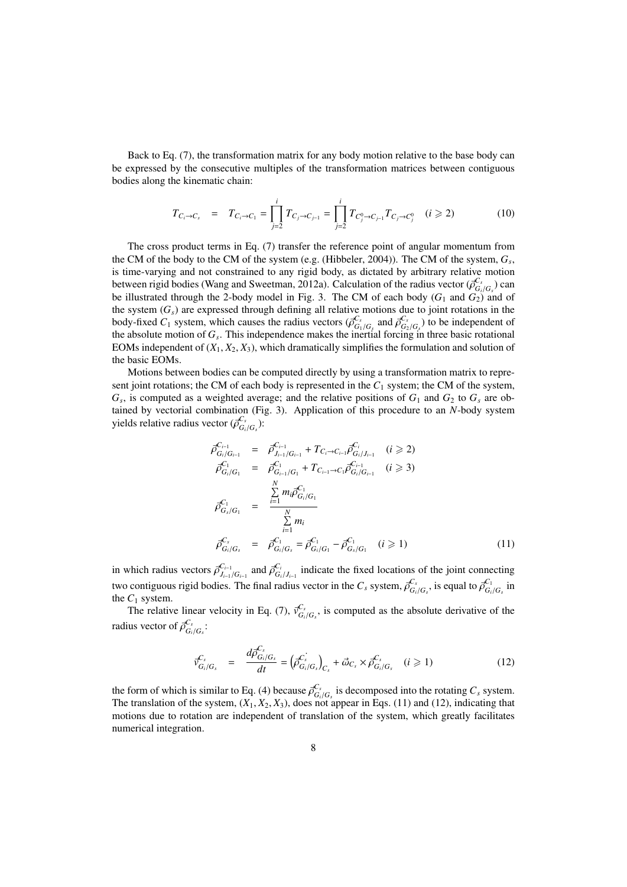Back to Eq. (7), the transformation matrix for any body motion relative to the base body can be expressed by the consecutive multiples of the transformation matrices between contiguous bodies along the kinematic chain:

$$T_{C_i \to C_s} \quad = \quad T_{C_i \to C_1} = \prod_{j=2}^{i} T_{C_j \to C_{j-1}} = \prod_{j=2}^{i} T_{C_j^0 \to C_{j-1}} T_{C_j \to C_j^0} \quad (i \geqslant 2) \tag{10}$$

The cross product terms in Eq. (7) transfer the reference point of angular momentum from the CM of the body to the CM of the system (e.g. (Hibbeler, 2004)). The CM of the system, $G_s$, is time-varying and not constrained to any rigid body, as dictated by arbitrary relative motion between rigid bodies (Wang and Sweetman, 2012a). Calculation of the radius vector ($\vec{\rho}^{C_s}_{G_i/G_s}$) can be illustrated through the 2-body model in Fig. 3. The CM of each body ($G_1$ and $G_2$) and of the system ($G_s$) are expressed through defining all relative motions due to joint rotations in the body-fixed $C_1$ system, which causes the radius vectors ($\vec{\rho}^{C_s}_{G_1/G_s}$ and $\vec{\rho}^{C_s}_{G_2/G_s}$) to be independent of the absolute motion of $G_s$. This independence makes the inertial forcing in three basic rotational EOMs independent of $(X_1, X_2, X_3)$, which dramatically simplifies the formulation and solution of the basic EOMs.

Motions between bodies can be computed directly by using a transformation matrix to represent joint rotations; the CM of each body is represented in the $C_1$ system; the CM of the system, $G_s$, is computed as a weighted average; and the relative positions of $G_1$ and $G_2$ to $G_s$ are obtained by vectorial combination (Fig. 3). Application of this procedure to an $N$-body system yields relative radius vector ($\vec{\rho}^{C_s}_{G_i/G_s}$):

$$\begin{aligned}
\vec{\rho}^{C_{i-1}}_{G_i/G_{i-1}} &= \vec{\rho}^{C_{i-1}}_{J_{i-1}/G_{i-1}} + T_{C_i \to C_{i-1}} \vec{\rho}^{C_i}_{G_i/J_{i-1}} \quad (i \geqslant 2) \\
\vec{\rho}^{C_1}_{G_i/G_1} &= \vec{\rho}^{C_1}_{G_{i-1}/G_1} + T_{C_{i-1} \to C_1} \vec{\rho}^{C_{i-1}}_{G_i/G_{i-1}} \quad (i \geqslant 3) \\
\vec{\rho}^{C_1}_{G_s/G_1} &= \frac{\sum\limits_{i=1}^{N} m_i \vec{\rho}^{C_1}_{G_i/G_1}}{\sum\limits_{i=1}^{N} m_i} \\
\vec{\rho}^{C_s}_{G_i/G_s} &= \vec{\rho}^{C_1}_{G_i/G_s} = \vec{\rho}^{C_1}_{G_i/G_1} - \vec{\rho}^{C_1}_{G_s/G_1} \quad (i \geqslant 1)
\end{aligned} \tag{11}$$

in which radius vectors $\vec{\rho}^{C_{i-1}}_{J_{i-1}/G_{i-1}}$ and $\vec{\rho}^{C_i}_{G_i/J_{i-1}}$ indicate the fixed locations of the joint connecting two contiguous rigid bodies. The final radius vector in the $C_s$ system, $\vec{\rho}^{C_s}_{G_i/G_s}$, is equal to $\vec{\rho}^{C_1}_{G_i/G_s}$ in the $C_1$ system.

The relative linear velocity in Eq. (7), $\vec{v}^{C_s}_{G_i/G_s}$, is computed as the absolute derivative of the radius vector of $\vec{\rho}^{C_s}_{G_i/G_s}$:

$$\vec{v}^{C_s}_{G_i/G_s} \quad = \quad \frac{d\vec{\rho}^{C_s}_{G_i/G_s}}{dt} = \left(\dot{\vec{\rho}}^{C_s}_{G_i/G_s}\right)_{C_s} + \vec{\omega}_{C_s} \times \vec{\rho}^{C_s}_{G_i/G_s} \quad (i \geqslant 1) \tag{12}$$

the form of which is similar to Eq. (4) because $\vec{\rho}^{C_s}_{G_i/G_s}$ is decomposed into the rotating $C_s$ system. The translation of the system, $(X_1, X_2, X_3)$, does not appear in Eqs. (11) and (12), indicating that motions due to rotation are independent of translation of the system, which greatly facilitates numerical integration.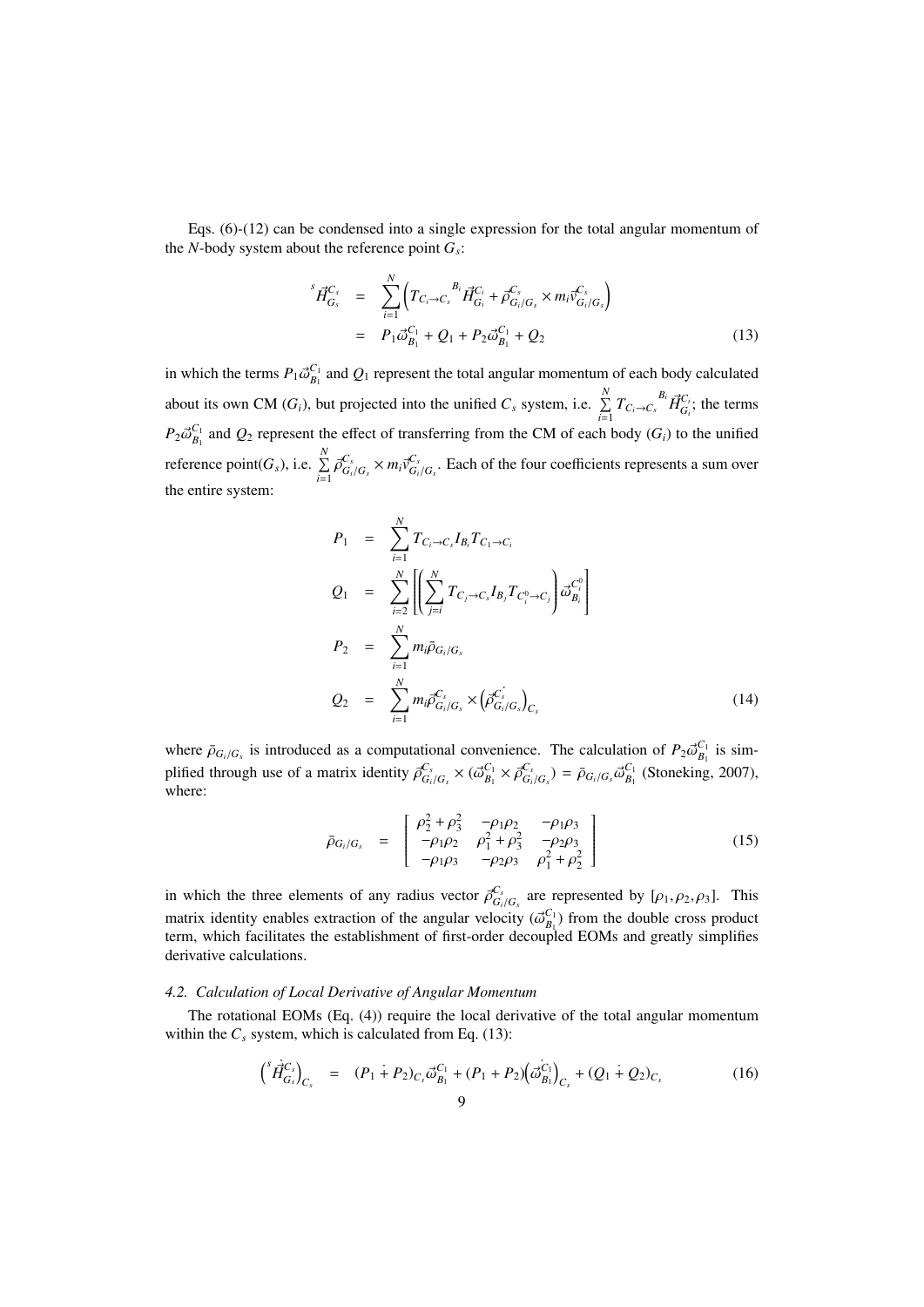Eqs. (6)-(12) can be condensed into a single expression for the total angular momentum of the $N$-body system about the reference point $G_s$:

$$
\begin{aligned}
{}^{s}\vec{H}_{G_s}^{C_s} &= \sum_{i=1}^{N} \left( T_{C_i \to C_s} {}^{B_i}\vec{H}_{G_i}^{C_i} + \vec{\rho}_{G_i/G_s}^{C_s} \times m_i \vec{v}_{G_i/G_s}^{C_s} \right) \\
&= P_1 \vec{\omega}_{B_1}^{C_1} + Q_1 + P_2 \vec{\omega}_{B_1}^{C_1} + Q_2
\end{aligned} \tag{13}
$$

in which the terms $P_1\vec{\omega}_{B_1}^{C_1}$ and $Q_1$ represent the total angular momentum of each body calculated about its own CM ($G_i$), but projected into the unified $C_s$ system, i.e. $\sum_{i=1}^{N} T_{C_i \to C_s} {}^{B_i}\vec{H}_{G_i}^{C_i}$; the terms $P_2\vec{\omega}_{B_1}^{C_1}$ and $Q_2$ represent the effect of transferring from the CM of each body ($G_i$) to the unified reference point($G_s$), i.e. $\sum_{i=1}^{N} \vec{\rho}_{G_i/G_s}^{C_s} \times m_i \vec{v}_{G_i/G_s}^{C_s}$. Each of the four coefficients represents a sum over the entire system:

$$
\begin{aligned}
P_1 &= \sum_{i=1}^{N} T_{C_i \to C_s} I_{B_i} T_{C_1 \to C_i} \\
Q_1 &= \sum_{i=2}^{N} \left[ \left( \sum_{j=i}^{N} T_{C_j \to C_s} I_{B_j} T_{C_i^0 \to C_j} \right) \vec{\omega}_{B_i}^{C_i^0} \right] \\
P_2 &= \sum_{i=1}^{N} m_i \bar{\rho}_{G_i/G_s} \\
Q_2 &= \sum_{i=1}^{N} m_i \vec{\rho}_{G_i/G_s}^{C_s} \times \left( \dot{\vec{\rho}}_{G_i/G_s}^{C_s} \right)_{C_s}
\end{aligned} \tag{14}
$$

where $\bar{\rho}_{G_i/G_s}$ is introduced as a computational convenience. The calculation of $P_2\vec{\omega}_{B_1}^{C_1}$ is simplified through use of a matrix identity $\vec{\rho}_{G_i/G_s}^{C_s} \times (\vec{\omega}_{B_1}^{C_1} \times \vec{\rho}_{G_i/G_s}^{C_s}) = \bar{\rho}_{G_i/G_s}\vec{\omega}_{B_1}^{C_1}$ (Stoneking, 2007), where:

$$
\bar{\rho}_{G_i/G_s} = \begin{bmatrix} \rho_2^2 + \rho_3^2 & -\rho_1\rho_2 & -\rho_1\rho_3 \\ -\rho_1\rho_2 & \rho_1^2 + \rho_3^2 & -\rho_2\rho_3 \\ -\rho_1\rho_3 & -\rho_2\rho_3 & \rho_1^2 + \rho_2^2 \end{bmatrix} \tag{15}
$$

in which the three elements of any radius vector $\vec{\rho}_{G_i/G_s}^{C_s}$ are represented by $[\rho_1, \rho_2, \rho_3]$. This matrix identity enables extraction of the angular velocity ($\vec{\omega}_{B_1}^{C_1}$) from the double cross product term, which facilitates the establishment of first-order decoupled EOMs and greatly simplifies derivative calculations.

### *4.2. Calculation of Local Derivative of Angular Momentum*

The rotational EOMs (Eq. (4)) require the local derivative of the total angular momentum within the $C_s$ system, which is calculated from Eq. (13):

$$
\left( {}^{s}\dot{\vec{H}}_{G_s}^{C_s} \right)_{C_s} = (P_1 \dot{+} P_2)_{C_s} \vec{\omega}_{B_1}^{C_1} + (P_1 + P_2) \left( \dot{\vec{\omega}}_{B_1}^{C_1} \right)_{C_s} + (Q_1 \dot{+} Q_2)_{C_s} \tag{16}
$$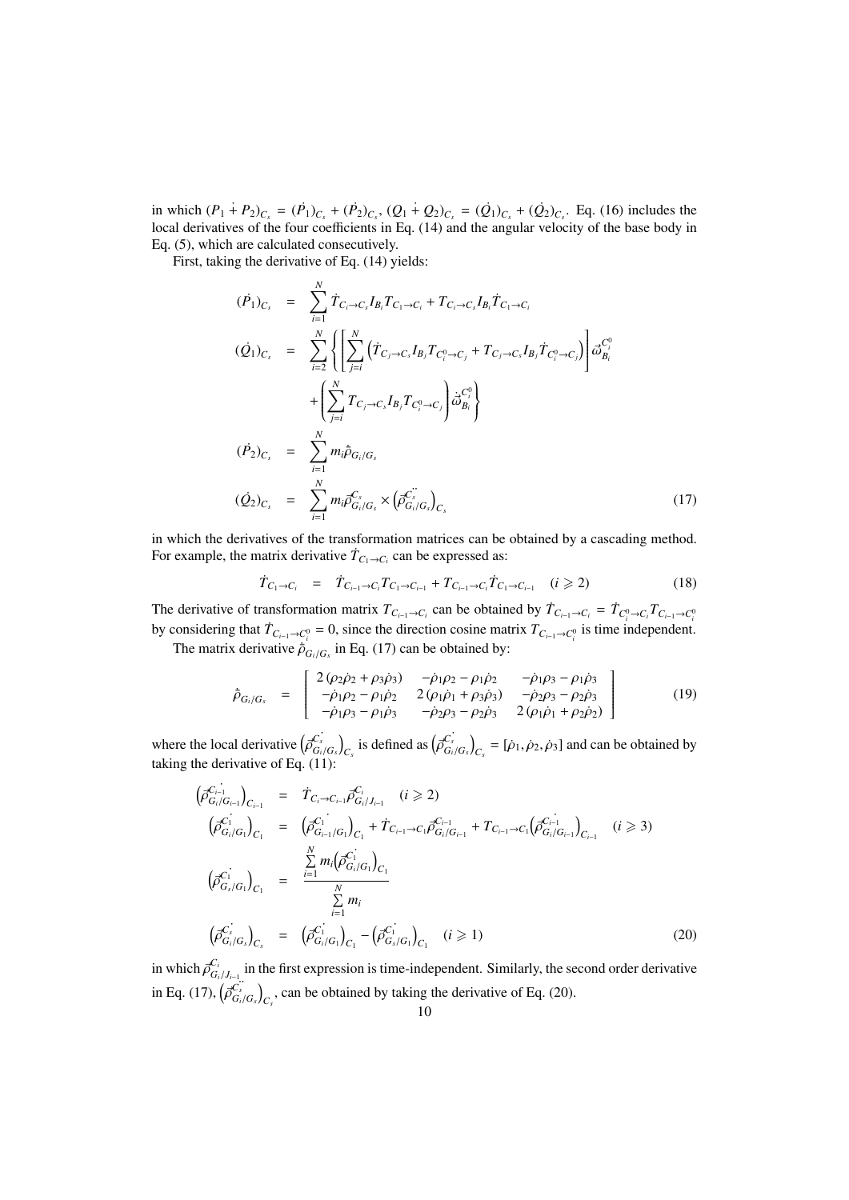in which $(P_1 \dot{+} P_2)_{C_s} = (\dot{P}_1)_{C_s} + (\dot{P}_2)_{C_s}$, $(Q_1 \dot{+} Q_2)_{C_s} = (\dot{Q}_1)_{C_s} + (\dot{Q}_2)_{C_s}$. Eq. (16) includes the local derivatives of the four coefficients in Eq. (14) and the angular velocity of the base body in Eq. (5), which are calculated consecutively.

First, taking the derivative of Eq. (14) yields:

$$
\begin{aligned}
(\dot{P}_1)_{C_s} &= \sum_{i=1}^{N} \dot{T}_{C_i \to C_s} I_{B_i} T_{C_1 \to C_i} + T_{C_i \to C_s} I_{B_i} \dot{T}_{C_1 \to C_i} \\
(\dot{Q}_1)_{C_s} &= \sum_{i=2}^{N} \left\{ \left[ \sum_{j=i}^{N} \left( \dot{T}_{C_j \to C_s} I_{B_j} T_{C_i^0 \to C_j} + T_{C_j \to C_s} I_{B_j} \dot{T}_{C_i^0 \to C_j} \right) \right] \vec{\omega}_{B_i}^{C_i^0} \right. \\
&\quad \left. + \left( \sum_{j=i}^{N} T_{C_j \to C_s} I_{B_j} T_{C_i^0 \to C_j} \right) \dot{\vec{\omega}}_{B_i}^{C_i^0} \right\} \\
(\dot{P}_2)_{C_s} &= \sum_{i=1}^{N} m_i \dot{\tilde{\rho}}_{G_i/G_s} \\
(\dot{Q}_2)_{C_s} &= \sum_{i=1}^{N} m_i \vec{\rho}_{G_i/G_s}^{C_s} \times \left( \vec{\rho}_{G_i/G_s}^{C_s \, \cdot\cdot} \right)_{C_s}
\end{aligned}
\tag{17}
$$

in which the derivatives of the transformation matrices can be obtained by a cascading method. For example, the matrix derivative $\dot{T}_{C_1 \to C_i}$ can be expressed as:

$$
\dot{T}_{C_1 \to C_i} = \dot{T}_{C_{i-1} \to C_i} T_{C_1 \to C_{i-1}} + T_{C_{i-1} \to C_i} \dot{T}_{C_1 \to C_{i-1}} \quad (i \geqslant 2) \tag{18}
$$

The derivative of transformation matrix $T_{C_{i-1} \to C_i}$ can be obtained by $\dot{T}_{C_{i-1} \to C_i} = \dot{T}_{C_i^0 \to C_i} T_{C_{i-1} \to C_i^0}$ by considering that $\dot{T}_{C_{i-1} \to C_i^0} = 0$, since the direction cosine matrix $T_{C_{i-1} \to C_i^0}$ is time independent.

The matrix derivative $\dot{\tilde{\rho}}_{G_i/G_s}$ in Eq. (17) can be obtained by:

$$
\dot{\tilde{\rho}}_{G_i/G_s} = \begin{bmatrix} 2(\rho_2 \dot{\rho}_2 + \rho_3 \dot{\rho}_3) & -\dot{\rho}_1 \rho_2 - \rho_1 \dot{\rho}_2 & -\dot{\rho}_1 \rho_3 - \rho_1 \dot{\rho}_3 \\ -\dot{\rho}_1 \rho_2 - \rho_1 \dot{\rho}_2 & 2(\rho_1 \dot{\rho}_1 + \rho_3 \dot{\rho}_3) & -\dot{\rho}_2 \rho_3 - \rho_2 \dot{\rho}_3 \\ -\dot{\rho}_1 \rho_3 - \rho_1 \dot{\rho}_3 & -\dot{\rho}_2 \rho_3 - \rho_2 \dot{\rho}_3 & 2(\rho_1 \dot{\rho}_1 + \rho_2 \dot{\rho}_2) \end{bmatrix} \tag{19}
$$

where the local derivative $\left( \vec{\rho}_{G_i/G_s}^{C_s \, \cdot} \right)_{C_s}$ is defined as $\left( \vec{\rho}_{G_i/G_s}^{C_s \, \cdot} \right)_{C_s} = [\dot{\rho}_1, \dot{\rho}_2, \dot{\rho}_3]$ and can be obtained by taking the derivative of Eq. (11):

$$
\begin{aligned}
\left( \vec{\rho}_{G_i/G_{i-1}}^{C_{i-1} \, \cdot} \right)_{C_{i-1}} &= \dot{T}_{C_i \to C_{i-1}} \vec{\rho}_{G_i/J_{i-1}}^{C_i} \quad (i \geqslant 2) \\
\left( \vec{\rho}_{G_i/G_1}^{C_1 \, \cdot} \right)_{C_1} &= \left( \vec{\rho}_{G_{i-1}/G_1}^{C_1 \, \cdot} \right)_{C_1} + \dot{T}_{C_{i-1} \to C_1} \vec{\rho}_{G_i/G_{i-1}}^{C_{i-1}} + T_{C_{i-1} \to C_1} \left( \vec{\rho}_{G_i/G_{i-1}}^{C_{i-1} \, \cdot} \right)_{C_{i-1}} \quad (i \geqslant 3) \\
\left( \vec{\rho}_{G_s/G_1}^{C_1 \, \cdot} \right)_{C_1} &= \frac{\sum\limits_{i=1}^{N} m_i \left( \vec{\rho}_{G_i/G_1}^{C_1 \, \cdot} \right)_{C_1}}{\sum\limits_{i=1}^{N} m_i} \\
\left( \vec{\rho}_{G_i/G_s}^{C_s \, \cdot} \right)_{C_s} &= \left( \vec{\rho}_{G_i/G_1}^{C_1 \, \cdot} \right)_{C_1} - \left( \vec{\rho}_{G_s/G_1}^{C_1 \, \cdot} \right)_{C_1} \quad (i \geqslant 1)
\end{aligned}
\tag{20}
$$

in which $\vec{\rho}_{G_i/J_{i-1}}^{C_i}$ in the first expression is time-independent. Similarly, the second order derivative in Eq. (17), $\left( \vec{\rho}_{G_i/G_s}^{C_s \, \cdot\cdot} \right)_{C_s}$, can be obtained by taking the derivative of Eq. (20).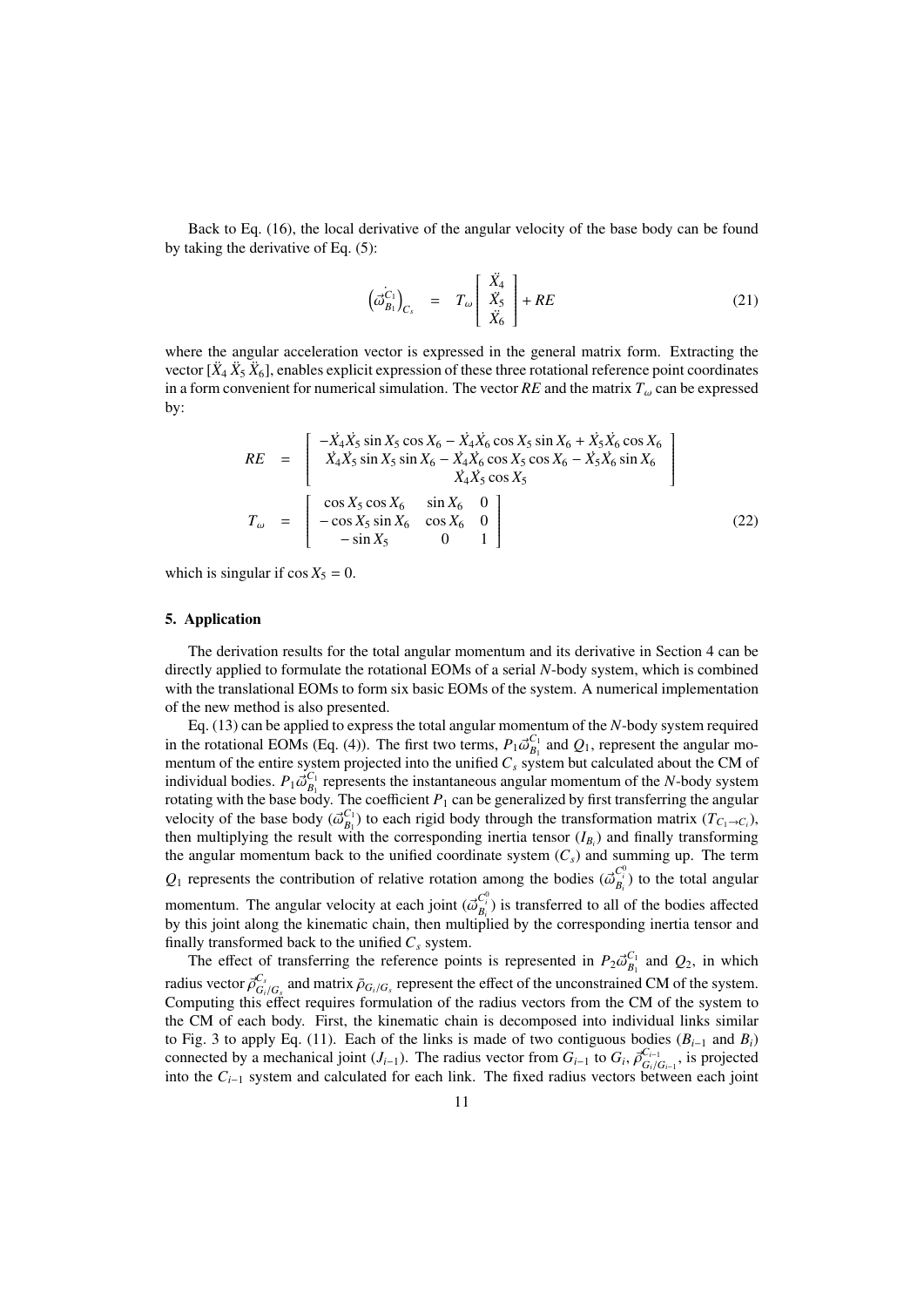Back to Eq. (16), the local derivative of the angular velocity of the base body can be found by taking the derivative of Eq. (5):

$$\left(\dot{\vec{\omega}}_{B_1}^{C_1}\right)_{C_s} \quad = \quad T_\omega \begin{bmatrix} \ddot{X}_4 \\ \ddot{X}_5 \\ \ddot{X}_6 \end{bmatrix} + RE \tag{21}$$

where the angular acceleration vector is expressed in the general matrix form. Extracting the vector $[\ddot{X}_4\ \ddot{X}_5\ \ddot{X}_6]$, enables explicit expression of these three rotational reference point coordinates in a form convenient for numerical simulation. The vector $RE$ and the matrix $T_\omega$ can be expressed by:

$$\begin{aligned}
RE &= \begin{bmatrix} -\dot{X}_4\dot{X}_5 \sin X_5 \cos X_6 - \dot{X}_4\dot{X}_6 \cos X_5 \sin X_6 + \dot{X}_5\dot{X}_6 \cos X_6 \\ \dot{X}_4\dot{X}_5 \sin X_5 \sin X_6 - \dot{X}_4\dot{X}_6 \cos X_5 \cos X_6 - \dot{X}_5\dot{X}_6 \sin X_6 \\ \dot{X}_4\dot{X}_5 \cos X_5 \end{bmatrix} \\
T_\omega &= \begin{bmatrix} \cos X_5 \cos X_6 & \sin X_6 & 0 \\ -\cos X_5 \sin X_6 & \cos X_6 & 0 \\ -\sin X_5 & 0 & 1 \end{bmatrix}
\end{aligned} \tag{22}$$

which is singular if $\cos X_5 = 0$.

## 5. Application

The derivation results for the total angular momentum and its derivative in Section 4 can be directly applied to formulate the rotational EOMs of a serial $N$-body system, which is combined with the translational EOMs to form six basic EOMs of the system. A numerical implementation of the new method is also presented.

Eq. (13) can be applied to express the total angular momentum of the $N$-body system required in the rotational EOMs (Eq. (4)). The first two terms, $P_1\vec{\omega}_{B_1}^{C_1}$ and $Q_1$, represent the angular momentum of the entire system projected into the unified $C_s$ system but calculated about the CM of individual bodies. $P_1\vec{\omega}_{B_1}^{C_1}$ represents the instantaneous angular momentum of the $N$-body system rotating with the base body. The coefficient $P_1$ can be generalized by first transferring the angular velocity of the base body ($\vec{\omega}_{B_1}^{C_1}$) to each rigid body through the transformation matrix ($T_{C_1\to C_i}$), then multiplying the result with the corresponding inertia tensor ($I_{B_i}$) and finally transforming the angular momentum back to the unified coordinate system ($C_s$) and summing up. The term $Q_1$ represents the contribution of relative rotation among the bodies ($\vec{\omega}_{B_i}^{C_i^0}$) to the total angular momentum. The angular velocity at each joint ($\vec{\omega}_{B_i}^{C_i^0}$) is transferred to all of the bodies affected by this joint along the kinematic chain, then multiplied by the corresponding inertia tensor and finally transformed back to the unified $C_s$ system.

The effect of transferring the reference points is represented in $P_2\vec{\omega}_{B_1}^{C_1}$ and $Q_2$, in which radius vector $\vec{\rho}_{G_i/G_s}^{C_s}$ and matrix $\tilde{\rho}_{G_i/G_s}$ represent the effect of the unconstrained CM of the system. Computing this effect requires formulation of the radius vectors from the CM of the system to the CM of each body. First, the kinematic chain is decomposed into individual links similar to Fig. 3 to apply Eq. (11). Each of the links is made of two contiguous bodies ($B_{i-1}$ and $B_i$) connected by a mechanical joint ($J_{i-1}$). The radius vector from $G_{i-1}$ to $G_i$, $\vec{\rho}_{G_i/G_{i-1}}^{C_{i-1}}$, is projected into the $C_{i-1}$ system and calculated for each link. The fixed radius vectors between each joint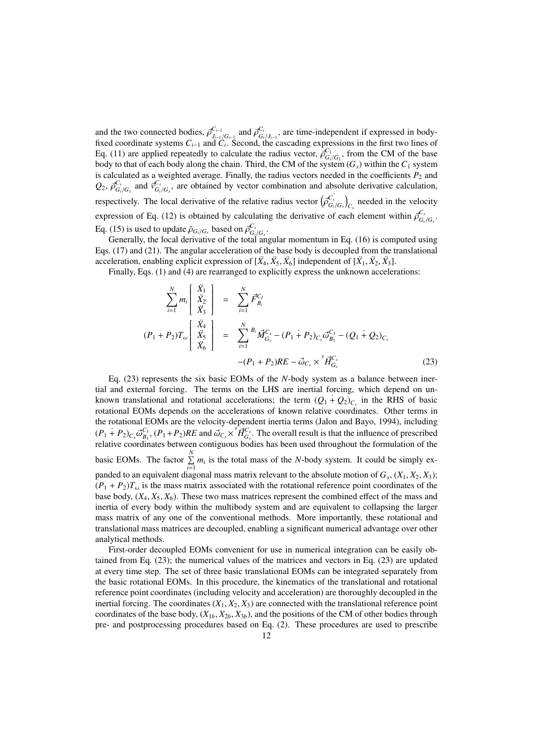and the two connected bodies, $\vec{\rho}^{C_{i-1}}_{J_{i-1}/G_{i-1}}$ and $\vec{\rho}^{C_i}_{G_i/J_{i-1}}$, are time-independent if expressed in body-fixed coordinate systems $C_{i-1}$ and $C_i$. Second, the cascading expressions in the first two lines of Eq. (11) are applied repeatedly to calculate the radius vector, $\vec{\rho}^{C_1}_{G_i/G_1}$, from the CM of the base body to that of each body along the chain. Third, the CM of the system ($G_s$) within the $C_1$ system is calculated as a weighted average. Finally, the radius vectors needed in the coefficients $P_2$ and $Q_2$, $\vec{\rho}^{C_s}_{G_i/G_s}$ and $\vec{v}^{C_s}_{G_i/G_s}$, are obtained by vector combination and absolute derivative calculation, respectively. The local derivative of the relative radius vector $\left(\dot{\vec{\rho}}^{C_s}_{G_i/G_s}\right)_{C_s}$ needed in the velocity expression of Eq. (12) is obtained by calculating the derivative of each element within $\vec{\rho}^{C_s}_{G_i/G_s}$. Eq. (15) is used to update $\bar{\rho}_{G_i/G_s}$ based on $\vec{\rho}^{C_s}_{G_i/G_s}$.

Generally, the local derivative of the total angular momentum in Eq. (16) is computed using Eqs. (17) and (21). The angular acceleration of the base body is decoupled from the translational acceleration, enabling explicit expression of $[\ddot{X}_4, \ddot{X}_5, \ddot{X}_6]$ independent of $[\ddot{X}_1, \ddot{X}_2, \ddot{X}_3]$.

Finally, Eqs. (1) and (4) are rearranged to explicitly express the unknown accelerations:

$$
\begin{aligned}
\sum_{i=1}^{N} m_i \begin{bmatrix} \ddot{X}_1 \\ \ddot{X}_2 \\ \ddot{X}_3 \end{bmatrix} &= \sum_{i=1}^{N} \vec{F}^{C_I}_{B_i} \\
(P_1 + P_2) T_\omega \begin{bmatrix} \ddot{X}_4 \\ \ddot{X}_5 \\ \ddot{X}_6 \end{bmatrix} &= \sum_{i=1}^{N} {}^{B_i}\vec{M}^{C_s}_{G_s} - (P_1 \dot{+} P_2)_{C_s} \vec{\omega}^{C_1}_{B_1} - (Q_1 \dot{+} Q_2)_{C_s} \\
&\quad - (P_1 + P_2) RE - \vec{\omega}_{C_s} \times {}^{s}\vec{H}^{C_s}_{G_s}
\end{aligned} \tag{23}
$$

Eq. (23) represents the six basic EOMs of the $N$-body system as a balance between inertial and external forcing. The terms on the LHS are inertial forcing, which depend on unknown translational and rotational accelerations; the term $(Q_1 \dot{+} Q_2)_{C_s}$ in the RHS of basic rotational EOMs depends on the accelerations of known relative coordinates. Other terms in the rotational EOMs are the velocity-dependent inertia terms (Jalon and Bayo, 1994), including $(P_1 \dot{+} P_2)_{C_s} \vec{\omega}^{C_1}_{B_1}$, $(P_1 + P_2)RE$ and $\vec{\omega}_{C_s} \times {}^{s}\vec{H}^{C_s}_{G_s}$. The overall result is that the influence of prescribed relative coordinates between contiguous bodies has been used throughout the formulation of the basic EOMs. The factor $\sum\limits_{i=1}^{N} m_i$ is the total mass of the $N$-body system. It could be simply expanded to an equivalent diagonal mass matrix relevant to the absolute motion of $G_s$, $(X_1, X_2, X_3)$; $(P_1 + P_2)T_\omega$ is the mass matrix associated with the rotational reference point coordinates of the base body, $(X_4, X_5, X_6)$. These two mass matrices represent the combined effect of the mass and inertia of every body within the multibody system and are equivalent to collapsing the larger mass matrix of any one of the conventional methods. More importantly, these rotational and translational mass matrices are decoupled, enabling a significant numerical advantage over other analytical methods.

First-order decoupled EOMs convenient for use in numerical integration can be easily obtained from Eq. (23); the numerical values of the matrices and vectors in Eq. (23) are updated at every time step. The set of three basic translational EOMs can be integrated separately from the basic rotational EOMs. In this procedure, the kinematics of the translational and rotational reference point coordinates (including velocity and acceleration) are thoroughly decoupled in the inertial forcing. The coordinates $(X_1, X_2, X_3)$ are connected with the translational reference point coordinates of the base body, $(X_{1b}, X_{2b}, X_{3b})$, and the positions of the CM of other bodies through pre- and postprocessing procedures based on Eq. (2). These procedures are used to prescribe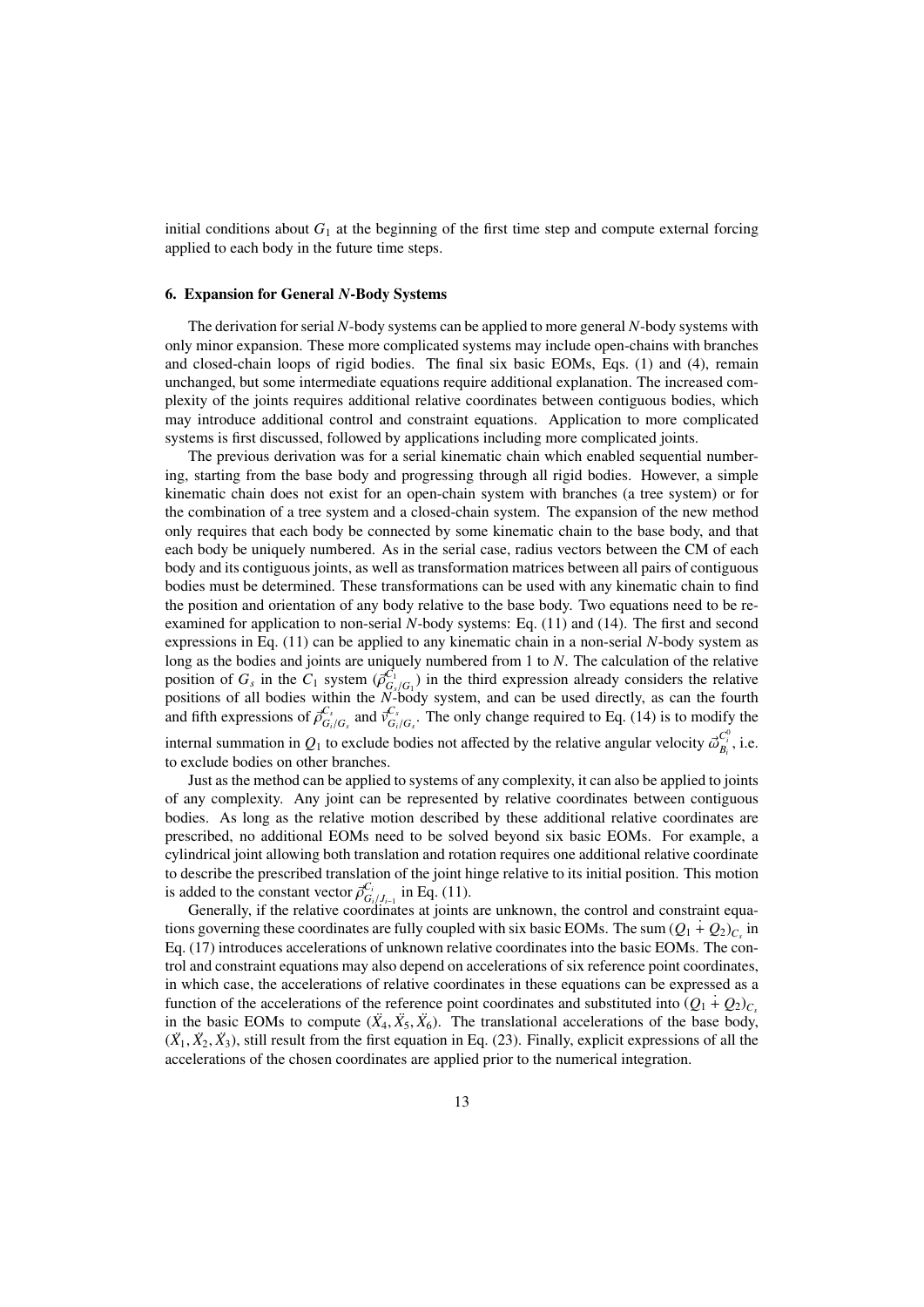initial conditions about $G_1$ at the beginning of the first time step and compute external forcing applied to each body in the future time steps.

## 6. Expansion for General *N*-Body Systems

The derivation for serial $N$-body systems can be applied to more general $N$-body systems with only minor expansion. These more complicated systems may include open-chains with branches and closed-chain loops of rigid bodies. The final six basic EOMs, Eqs. (1) and (4), remain unchanged, but some intermediate equations require additional explanation. The increased complexity of the joints requires additional relative coordinates between contiguous bodies, which may introduce additional control and constraint equations. Application to more complicated systems is first discussed, followed by applications including more complicated joints.

The previous derivation was for a serial kinematic chain which enabled sequential numbering, starting from the base body and progressing through all rigid bodies. However, a simple kinematic chain does not exist for an open-chain system with branches (a tree system) or for the combination of a tree system and a closed-chain system. The expansion of the new method only requires that each body be connected by some kinematic chain to the base body, and that each body be uniquely numbered. As in the serial case, radius vectors between the CM of each body and its contiguous joints, as well as transformation matrices between all pairs of contiguous bodies must be determined. These transformations can be used with any kinematic chain to find the position and orientation of any body relative to the base body. Two equations need to be re-examined for application to non-serial $N$-body systems: Eq. (11) and (14). The first and second expressions in Eq. (11) can be applied to any kinematic chain in a non-serial $N$-body system as long as the bodies and joints are uniquely numbered from 1 to $N$. The calculation of the relative position of $G_s$ in the $C_1$ system ($\vec{\rho}^{C_1}_{G_s/G_1}$) in the third expression already considers the relative positions of all bodies within the $N$-body system, and can be used directly, as can the fourth and fifth expressions of $\vec{\rho}^{C_s}_{G_i/G_s}$ and $\vec{v}^{C_s}_{G_i/G_s}$. The only change required to Eq. (14) is to modify the internal summation in $Q_1$ to exclude bodies not affected by the relative angular velocity $\vec{\omega}^{C^0_i}_{B_i}$, i.e. to exclude bodies on other branches.

Just as the method can be applied to systems of any complexity, it can also be applied to joints of any complexity. Any joint can be represented by relative coordinates between contiguous bodies. As long as the relative motion described by these additional relative coordinates are prescribed, no additional EOMs need to be solved beyond six basic EOMs. For example, a cylindrical joint allowing both translation and rotation requires one additional relative coordinate to describe the prescribed translation of the joint hinge relative to its initial position. This motion is added to the constant vector $\vec{\rho}^{C_i}_{G_i/J_{i-1}}$ in Eq. (11).

Generally, if the relative coordinates at joints are unknown, the control and constraint equations governing these coordinates are fully coupled with six basic EOMs. The sum $(Q_1 \dot{+} Q_2)_{C_s}$ in Eq. (17) introduces accelerations of unknown relative coordinates into the basic EOMs. The control and constraint equations may also depend on accelerations of six reference point coordinates, in which case, the accelerations of relative coordinates in these equations can be expressed as a function of the accelerations of the reference point coordinates and substituted into $(Q_1 \dot{+} Q_2)_{C_s}$ in the basic EOMs to compute $(\ddot{X}_4, \ddot{X}_5, \ddot{X}_6)$. The translational accelerations of the base body, $(\ddot{X}_1, \ddot{X}_2, \ddot{X}_3)$, still result from the first equation in Eq. (23). Finally, explicit expressions of all the accelerations of the chosen coordinates are applied prior to the numerical integration.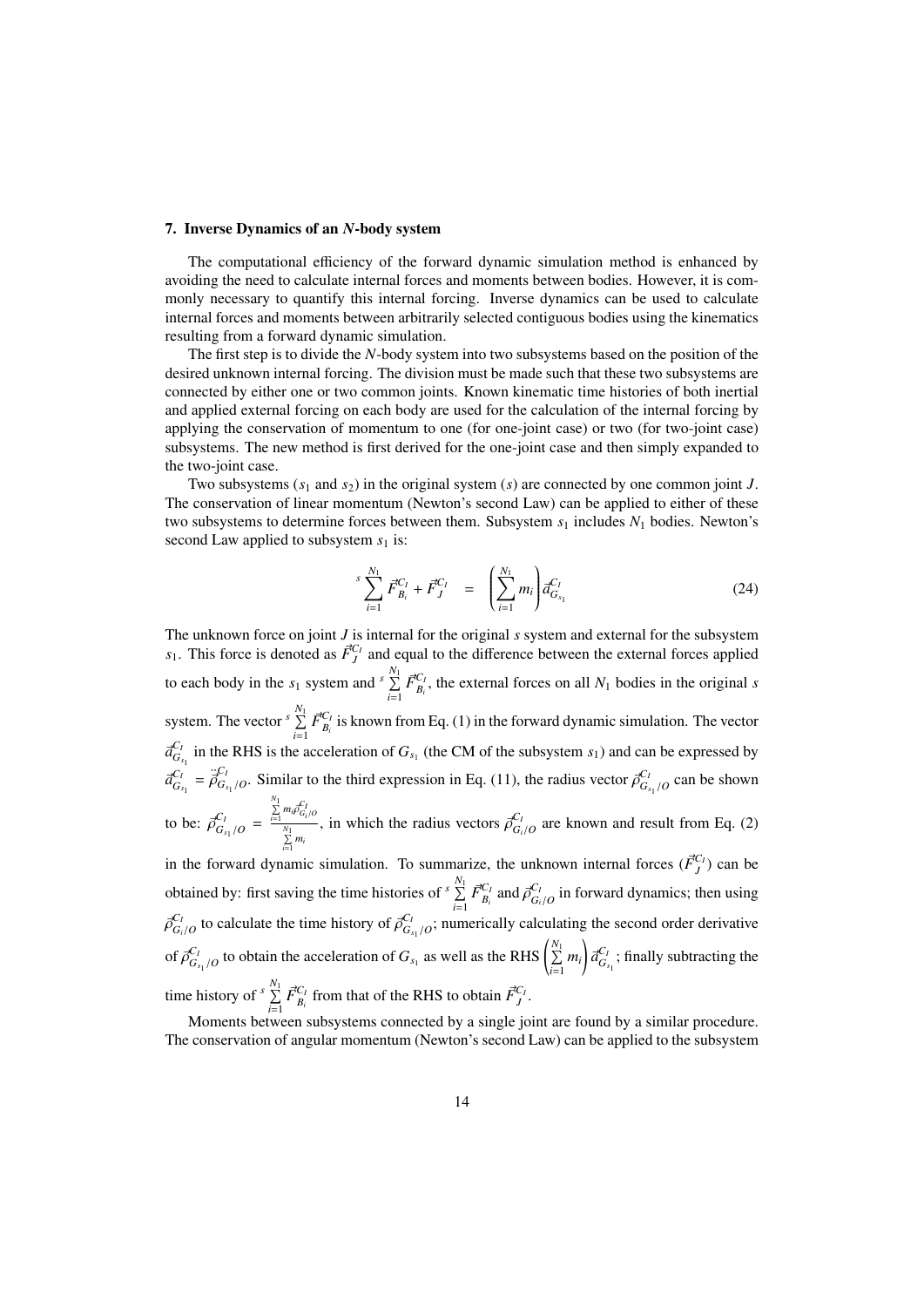## 7. Inverse Dynamics of an *N*-body system

The computational efficiency of the forward dynamic simulation method is enhanced by avoiding the need to calculate internal forces and moments between bodies. However, it is commonly necessary to quantify this internal forcing. Inverse dynamics can be used to calculate internal forces and moments between arbitrarily selected contiguous bodies using the kinematics resulting from a forward dynamic simulation.

The first step is to divide the *N*-body system into two subsystems based on the position of the desired unknown internal forcing. The division must be made such that these two subsystems are connected by either one or two common joints. Known kinematic time histories of both inertial and applied external forcing on each body are used for the calculation of the internal forcing by applying the conservation of momentum to one (for one-joint case) or two (for two-joint case) subsystems. The new method is first derived for the one-joint case and then simply expanded to the two-joint case.

Two subsystems ($s_1$ and $s_2$) in the original system ($s$) are connected by one common joint $J$. The conservation of linear momentum (Newton's second Law) can be applied to either of these two subsystems to determine forces between them. Subsystem $s_1$ includes $N_1$ bodies. Newton's second Law applied to subsystem $s_1$ is:

$$^{s}\sum_{i=1}^{N_1} \vec{F}^{C_I}_{B_i} + \vec{F}^{C_I}_{J} \quad = \quad \left(\sum_{i=1}^{N_1} m_i\right) \vec{a}^{C_I}_{G_{s_1}} \tag{24}$$

The unknown force on joint $J$ is internal for the original $s$ system and external for the subsystem $s_1$. This force is denoted as $\vec{F}^{C_I}_{J}$ and equal to the difference between the external forces applied to each body in the $s_1$ system and $^{s}\sum_{i=1}^{N_1} \vec{F}^{C_I}_{B_i}$, the external forces on all $N_1$ bodies in the original $s$ system. The vector $^{s}\sum_{i=1}^{N_1} \vec{F}^{C_I}_{B_i}$ is known from Eq. (1) in the forward dynamic simulation. The vector $\vec{a}^{C_I}_{G_{s_1}}$ in the RHS is the acceleration of $G_{s_1}$ (the CM of the subsystem $s_1$) and can be expressed by $\vec{a}^{C_I}_{G_{s_1}} = \ddot{\vec{\rho}}^{C_I}_{G_{s_1}/O}$. Similar to the third expression in Eq. (11), the radius vector $\vec{\rho}^{C_I}_{G_{s_1}/O}$ can be shown to be: $\vec{\rho}^{C_I}_{G_{s_1}/O} = \frac{\sum_{i=1}^{N_1} m_i \vec{\rho}^{C_I}_{G_i/O}}{\sum_{i=1}^{N_1} m_i}$, in which the radius vectors $\vec{\rho}^{C_I}_{G_i/O}$ are known and result from Eq. (2) in the forward dynamic simulation. To summarize, the unknown internal forces ($\vec{F}^{C_I}_{J}$) can be obtained by: first saving the time histories of $^{s}\sum_{i=1}^{N_1} \vec{F}^{C_I}_{B_i}$ and $\vec{\rho}^{C_I}_{G_i/O}$ in forward dynamics; then using $\vec{\rho}^{C_I}_{G_i/O}$ to calculate the time history of $\vec{\rho}^{C_I}_{G_{s_1}/O}$; numerically calculating the second order derivative of $\vec{\rho}^{C_I}_{G_{s_1}/O}$ to obtain the acceleration of $G_{s_1}$ as well as the RHS $\left(\sum_{i=1}^{N_1} m_i\right) \vec{a}^{C_I}_{G_{s_1}}$; finally subtracting the time history of $^{s}\sum_{i=1}^{N_1} \vec{F}^{C_I}_{B_i}$ from that of the RHS to obtain $\vec{F}^{C_I}_{J}$.

Moments between subsystems connected by a single joint are found by a similar procedure. The conservation of angular momentum (Newton's second Law) can be applied to the subsystem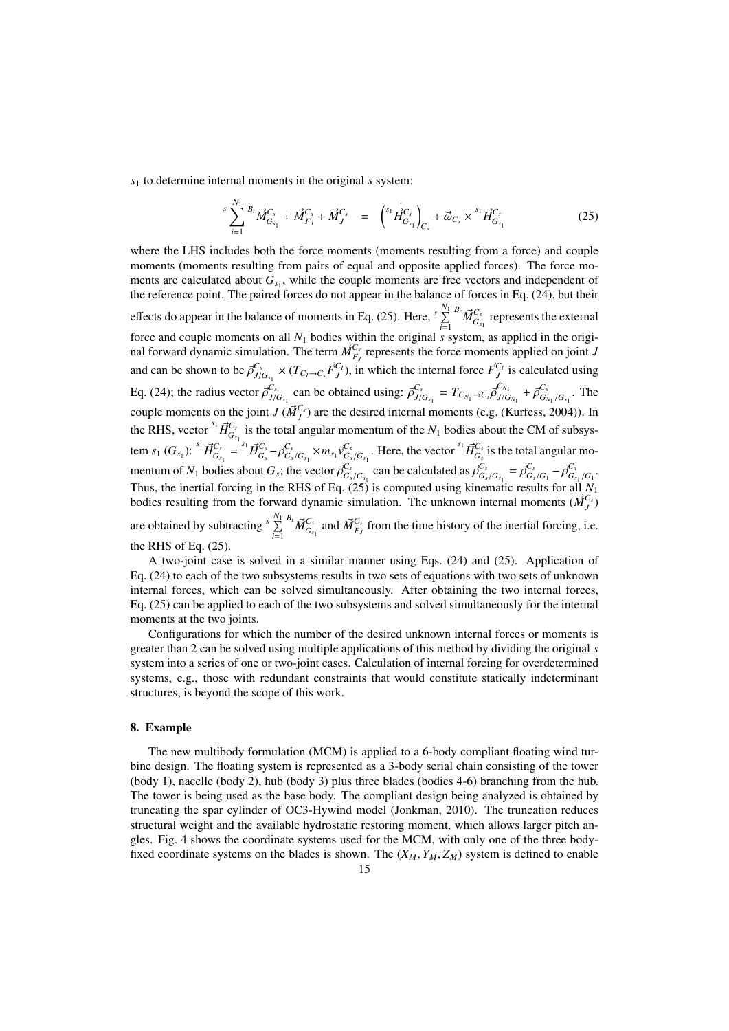$s_1$ to determine internal moments in the original $s$ system:

$$
{}^{s}\sum_{i=1}^{N_1} {}^{B_i}\vec{M}^{C_s}_{G_{s_1}} + \vec{M}^{C_s}_{F_J} + \vec{M}^{C_s}_{J} \quad = \quad \left({}^{s_1}\dot{\vec{H}}^{C_s}_{G_{s_1}}\right)_{C_s} + \vec{\omega}_{C_s} \times {}^{s_1}\vec{H}^{C_s}_{G_{s_1}} \tag{25}
$$

where the LHS includes both the force moments (moments resulting from a force) and couple moments (moments resulting from pairs of equal and opposite applied forces). The force moments are calculated about $G_{s_1}$, while the couple moments are free vectors and independent of the reference point. The paired forces do not appear in the balance of forces in Eq. (24), but their effects do appear in the balance of moments in Eq. (25). Here, ${}^{s}\sum_{i=1}^{N_1} {}^{B_i}\vec{M}^{C_s}_{G_{s_1}}$ represents the external force and couple moments on all $N_1$ bodies within the original $s$ system, as applied in the original forward dynamic simulation. The term $\vec{M}^{C_s}_{F_J}$ represents the force moments applied on joint $J$ and can be shown to be $\vec{\rho}^{C_s}_{J/G_{s_1}} \times (T_{C_l \to C_s}\vec{F}^{C_l}_{J})$, in which the internal force $\vec{F}^{C_l}_{J}$ is calculated using Eq. (24); the radius vector $\vec{\rho}^{C_s}_{J/G_{s_1}}$ can be obtained using: $\vec{\rho}^{C_s}_{J/G_{s_1}} = T_{C_{N_1} \to C_s}\vec{\rho}^{C_{N_1}}_{J/G_{N_1}} + \vec{\rho}^{C_s}_{G_{N_1}/G_{s_1}}$. The couple moments on the joint $J$ ($\vec{M}^{C_s}_{J}$) are the desired internal moments (e.g. (Kurfess, 2004)). In the RHS, vector ${}^{s_1}\vec{H}^{C_s}_{G_{s_1}}$ is the total angular momentum of the $N_1$ bodies about the CM of subsystem $s_1$ ($G_{s_1}$): ${}^{s_1}\vec{H}^{C_s}_{G_{s_1}} = {}^{s_1}\vec{H}^{C_s}_{G_s} - \vec{\rho}^{C_s}_{G_s/G_{s_1}} \times m_{s_1}\vec{v}^{C_s}_{G_s/G_{s_1}}$. Here, the vector ${}^{s_1}\vec{H}^{C_s}_{G_s}$ is the total angular momentum of $N_1$ bodies about $G_s$; the vector $\vec{\rho}^{C_s}_{G_s/G_{s_1}}$ can be calculated as $\vec{\rho}^{C_s}_{G_s/G_{s_1}} = \vec{\rho}^{C_s}_{G_s/G_1} - \vec{\rho}^{C_s}_{G_{s_1}/G_1}$. Thus, the inertial forcing in the RHS of Eq. (25) is computed using kinematic results for all $N_1$ bodies resulting from the forward dynamic simulation. The unknown internal moments ($\vec{M}^{C_s}_{J}$) are obtained by subtracting ${}^{s}\sum_{i=1}^{N_1} {}^{B_i}\vec{M}^{C_s}_{G_{s_1}}$ and $\vec{M}^{C_s}_{F_J}$ from the time history of the inertial forcing, i.e. the RHS of Eq. (25).

A two-joint case is solved in a similar manner using Eqs. (24) and (25). Application of Eq. (24) to each of the two subsystems results in two sets of equations with two sets of unknown internal forces, which can be solved simultaneously. After obtaining the two internal forces, Eq. (25) can be applied to each of the two subsystems and solved simultaneously for the internal moments at the two joints.

Configurations for which the number of the desired unknown internal forces or moments is greater than 2 can be solved using multiple applications of this method by dividing the original $s$ system into a series of one or two-joint cases. Calculation of internal forcing for overdetermined systems, e.g., those with redundant constraints that would constitute statically indeterminant structures, is beyond the scope of this work.

## 8. Example

The new multibody formulation (MCM) is applied to a 6-body compliant floating wind turbine design. The floating system is represented as a 3-body serial chain consisting of the tower (body 1), nacelle (body 2), hub (body 3) plus three blades (bodies 4-6) branching from the hub. The tower is being used as the base body. The compliant design being analyzed is obtained by truncating the spar cylinder of OC3-Hywind model (Jonkman, 2010). The truncation reduces structural weight and the available hydrostatic restoring moment, which allows larger pitch angles. Fig. 4 shows the coordinate systems used for the MCM, with only one of the three body-fixed coordinate systems on the blades is shown. The $(X_M, Y_M, Z_M)$ system is defined to enable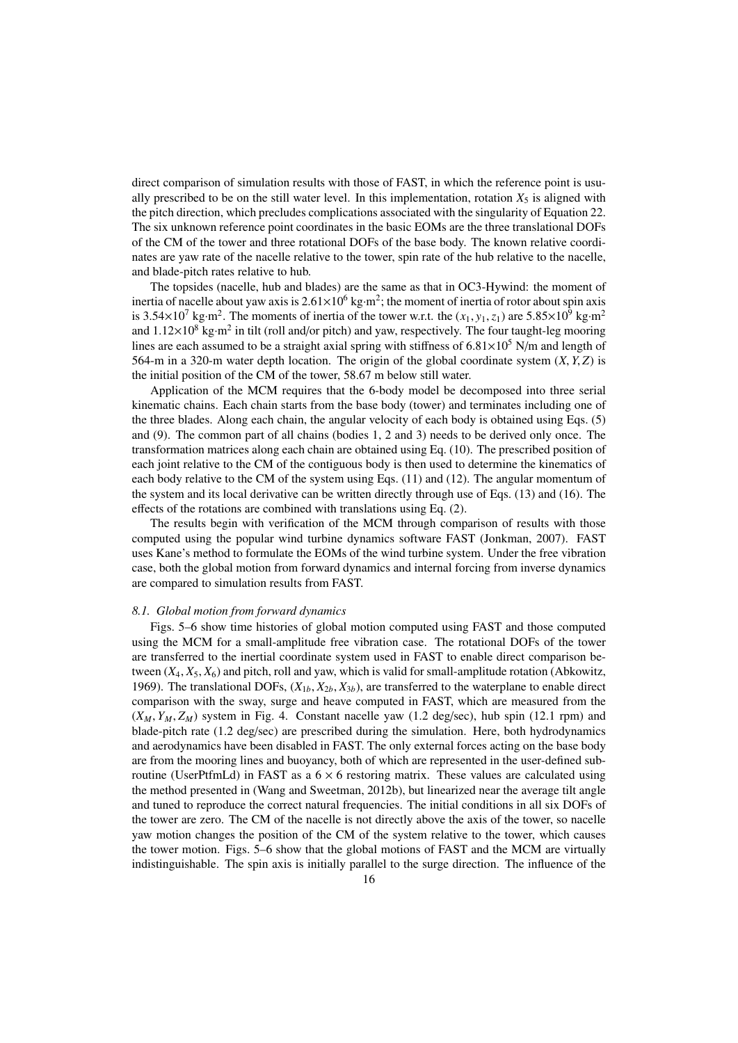direct comparison of simulation results with those of FAST, in which the reference point is usually prescribed to be on the still water level. In this implementation, rotation $X_5$ is aligned with the pitch direction, which precludes complications associated with the singularity of Equation 22. The six unknown reference point coordinates in the basic EOMs are the three translational DOFs of the CM of the tower and three rotational DOFs of the base body. The known relative coordinates are yaw rate of the nacelle relative to the tower, spin rate of the hub relative to the nacelle, and blade-pitch rates relative to hub.

The topsides (nacelle, hub and blades) are the same as that in OC3-Hywind: the moment of inertia of nacelle about yaw axis is $2.61\times10^6$ kg·m$^2$; the moment of inertia of rotor about spin axis is $3.54\times10^7$ kg·m$^2$. The moments of inertia of the tower w.r.t. the $(x_1, y_1, z_1)$ are $5.85\times10^9$ kg·m$^2$ and $1.12\times10^8$ kg·m$^2$ in tilt (roll and/or pitch) and yaw, respectively. The four taught-leg mooring lines are each assumed to be a straight axial spring with stiffness of $6.81\times10^5$ N/m and length of 564-m in a 320-m water depth location. The origin of the global coordinate system $(X, Y, Z)$ is the initial position of the CM of the tower, 58.67 m below still water.

Application of the MCM requires that the 6-body model be decomposed into three serial kinematic chains. Each chain starts from the base body (tower) and terminates including one of the three blades. Along each chain, the angular velocity of each body is obtained using Eqs. (5) and (9). The common part of all chains (bodies 1, 2 and 3) needs to be derived only once. The transformation matrices along each chain are obtained using Eq. (10). The prescribed position of each joint relative to the CM of the contiguous body is then used to determine the kinematics of each body relative to the CM of the system using Eqs. (11) and (12). The angular momentum of the system and its local derivative can be written directly through use of Eqs. (13) and (16). The effects of the rotations are combined with translations using Eq. (2).

The results begin with verification of the MCM through comparison of results with those computed using the popular wind turbine dynamics software FAST (Jonkman, 2007). FAST uses Kane's method to formulate the EOMs of the wind turbine system. Under the free vibration case, both the global motion from forward dynamics and internal forcing from inverse dynamics are compared to simulation results from FAST.

### *8.1. Global motion from forward dynamics*

Figs. 5–6 show time histories of global motion computed using FAST and those computed using the MCM for a small-amplitude free vibration case. The rotational DOFs of the tower are transferred to the inertial coordinate system used in FAST to enable direct comparison between $(X_4, X_5, X_6)$ and pitch, roll and yaw, which is valid for small-amplitude rotation (Abkowitz, 1969). The translational DOFs, $(X_{1b}, X_{2b}, X_{3b})$, are transferred to the waterplane to enable direct comparison with the sway, surge and heave computed in FAST, which are measured from the $(X_M, Y_M, Z_M)$ system in Fig. 4. Constant nacelle yaw (1.2 deg/sec), hub spin (12.1 rpm) and blade-pitch rate (1.2 deg/sec) are prescribed during the simulation. Here, both hydrodynamics and aerodynamics have been disabled in FAST. The only external forces acting on the base body are from the mooring lines and buoyancy, both of which are represented in the user-defined subroutine (UserPtfmLd) in FAST as a $6 \times 6$ restoring matrix. These values are calculated using the method presented in (Wang and Sweetman, 2012b), but linearized near the average tilt angle and tuned to reproduce the correct natural frequencies. The initial conditions in all six DOFs of the tower are zero. The CM of the nacelle is not directly above the axis of the tower, so nacelle yaw motion changes the position of the CM of the system relative to the tower, which causes the tower motion. Figs. 5–6 show that the global motions of FAST and the MCM are virtually indistinguishable. The spin axis is initially parallel to the surge direction. The influence of the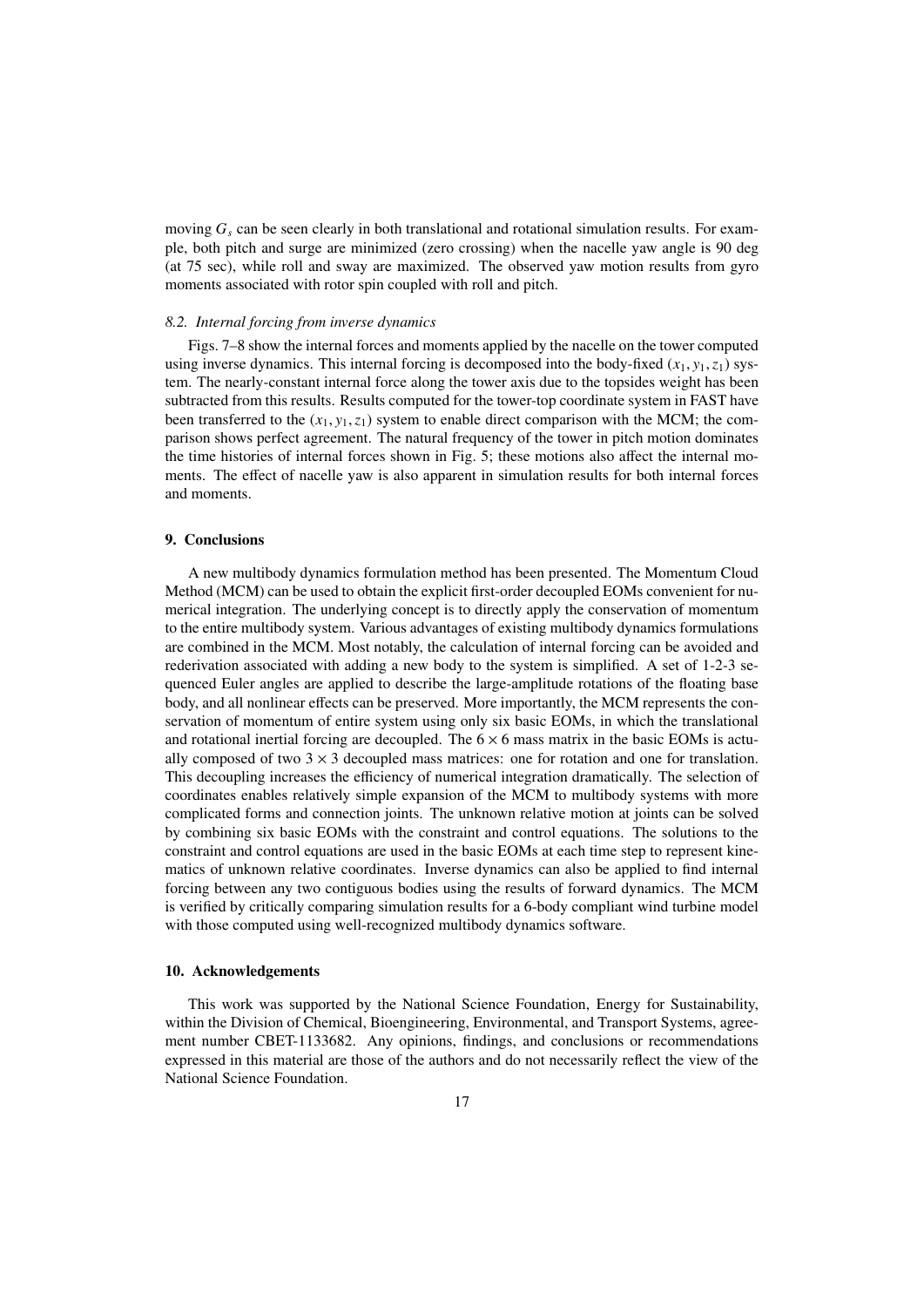moving $G_s$ can be seen clearly in both translational and rotational simulation results. For example, both pitch and surge are minimized (zero crossing) when the nacelle yaw angle is 90 deg (at 75 sec), while roll and sway are maximized. The observed yaw motion results from gyro moments associated with rotor spin coupled with roll and pitch.

### *8.2. Internal forcing from inverse dynamics*

Figs. 7–8 show the internal forces and moments applied by the nacelle on the tower computed using inverse dynamics. This internal forcing is decomposed into the body-fixed $(x_1, y_1, z_1)$ system. The nearly-constant internal force along the tower axis due to the topsides weight has been subtracted from this results. Results computed for the tower-top coordinate system in FAST have been transferred to the $(x_1, y_1, z_1)$ system to enable direct comparison with the MCM; the comparison shows perfect agreement. The natural frequency of the tower in pitch motion dominates the time histories of internal forces shown in Fig. 5; these motions also affect the internal moments. The effect of nacelle yaw is also apparent in simulation results for both internal forces and moments.

## 9. Conclusions

A new multibody dynamics formulation method has been presented. The Momentum Cloud Method (MCM) can be used to obtain the explicit first-order decoupled EOMs convenient for numerical integration. The underlying concept is to directly apply the conservation of momentum to the entire multibody system. Various advantages of existing multibody dynamics formulations are combined in the MCM. Most notably, the calculation of internal forcing can be avoided and rederivation associated with adding a new body to the system is simplified. A set of 1-2-3 sequenced Euler angles are applied to describe the large-amplitude rotations of the floating base body, and all nonlinear effects can be preserved. More importantly, the MCM represents the conservation of momentum of entire system using only six basic EOMs, in which the translational and rotational inertial forcing are decoupled. The $6 \times 6$ mass matrix in the basic EOMs is actually composed of two $3 \times 3$ decoupled mass matrices: one for rotation and one for translation. This decoupling increases the efficiency of numerical integration dramatically. The selection of coordinates enables relatively simple expansion of the MCM to multibody systems with more complicated forms and connection joints. The unknown relative motion at joints can be solved by combining six basic EOMs with the constraint and control equations. The solutions to the constraint and control equations are used in the basic EOMs at each time step to represent kinematics of unknown relative coordinates. Inverse dynamics can also be applied to find internal forcing between any two contiguous bodies using the results of forward dynamics. The MCM is verified by critically comparing simulation results for a 6-body compliant wind turbine model with those computed using well-recognized multibody dynamics software.

## 10. Acknowledgements

This work was supported by the National Science Foundation, Energy for Sustainability, within the Division of Chemical, Bioengineering, Environmental, and Transport Systems, agreement number CBET-1133682. Any opinions, findings, and conclusions or recommendations expressed in this material are those of the authors and do not necessarily reflect the view of the National Science Foundation.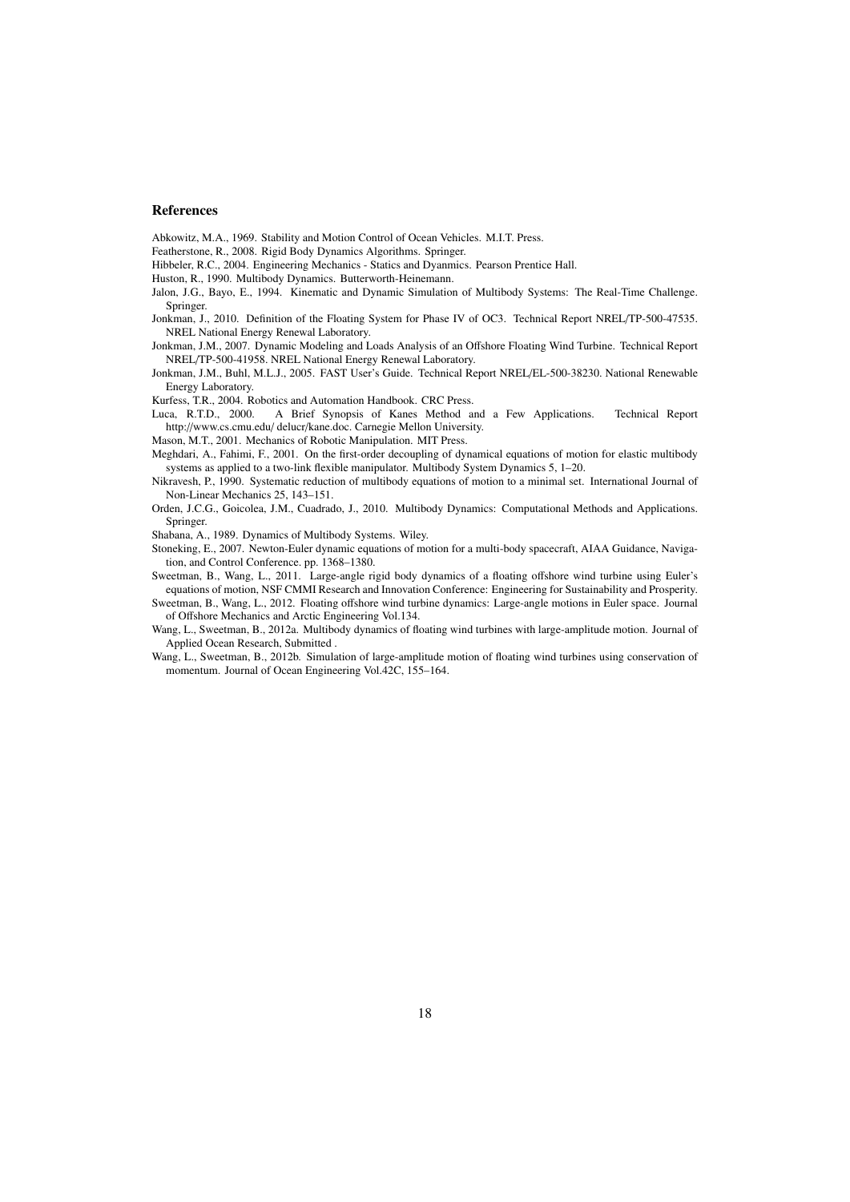## References

Abkowitz, M.A., 1969. Stability and Motion Control of Ocean Vehicles. M.I.T. Press.

Featherstone, R., 2008. Rigid Body Dynamics Algorithms. Springer.

Hibbeler, R.C., 2004. Engineering Mechanics - Statics and Dyanmics. Pearson Prentice Hall.

Huston, R., 1990. Multibody Dynamics. Butterworth-Heinemann.

Jalon, J.G., Bayo, E., 1994. Kinematic and Dynamic Simulation of Multibody Systems: The Real-Time Challenge. Springer.

Jonkman, J., 2010. Definition of the Floating System for Phase IV of OC3. Technical Report NREL/TP-500-47535. NREL National Energy Renewal Laboratory.

Jonkman, J.M., 2007. Dynamic Modeling and Loads Analysis of an Offshore Floating Wind Turbine. Technical Report NREL/TP-500-41958. NREL National Energy Renewal Laboratory.

Jonkman, J.M., Buhl, M.L.J., 2005. FAST User's Guide. Technical Report NREL/EL-500-38230. National Renewable Energy Laboratory.

Kurfess, T.R., 2004. Robotics and Automation Handbook. CRC Press.

Luca, R.T.D., 2000. A Brief Synopsis of Kanes Method and a Few Applications. Technical Report http://www.cs.cmu.edu/ delucr/kane.doc. Carnegie Mellon University.

Mason, M.T., 2001. Mechanics of Robotic Manipulation. MIT Press.

Meghdari, A., Fahimi, F., 2001. On the first-order decoupling of dynamical equations of motion for elastic multibody systems as applied to a two-link flexible manipulator. Multibody System Dynamics 5, 1–20.

Nikravesh, P., 1990. Systematic reduction of multibody equations of motion to a minimal set. International Journal of Non-Linear Mechanics 25, 143–151.

Orden, J.C.G., Goicolea, J.M., Cuadrado, J., 2010. Multibody Dynamics: Computational Methods and Applications. Springer.

Shabana, A., 1989. Dynamics of Multibody Systems. Wiley.

Stoneking, E., 2007. Newton-Euler dynamic equations of motion for a multi-body spacecraft, AIAA Guidance, Navigation, and Control Conference. pp. 1368–1380.

Sweetman, B., Wang, L., 2011. Large-angle rigid body dynamics of a floating offshore wind turbine using Euler's equations of motion, NSF CMMI Research and Innovation Conference: Engineering for Sustainability and Prosperity.

Sweetman, B., Wang, L., 2012. Floating offshore wind turbine dynamics: Large-angle motions in Euler space. Journal of Offshore Mechanics and Arctic Engineering Vol.134.

Wang, L., Sweetman, B., 2012a. Multibody dynamics of floating wind turbines with large-amplitude motion. Journal of Applied Ocean Research, Submitted .

Wang, L., Sweetman, B., 2012b. Simulation of large-amplitude motion of floating wind turbines using conservation of momentum. Journal of Ocean Engineering Vol.42C, 155–164.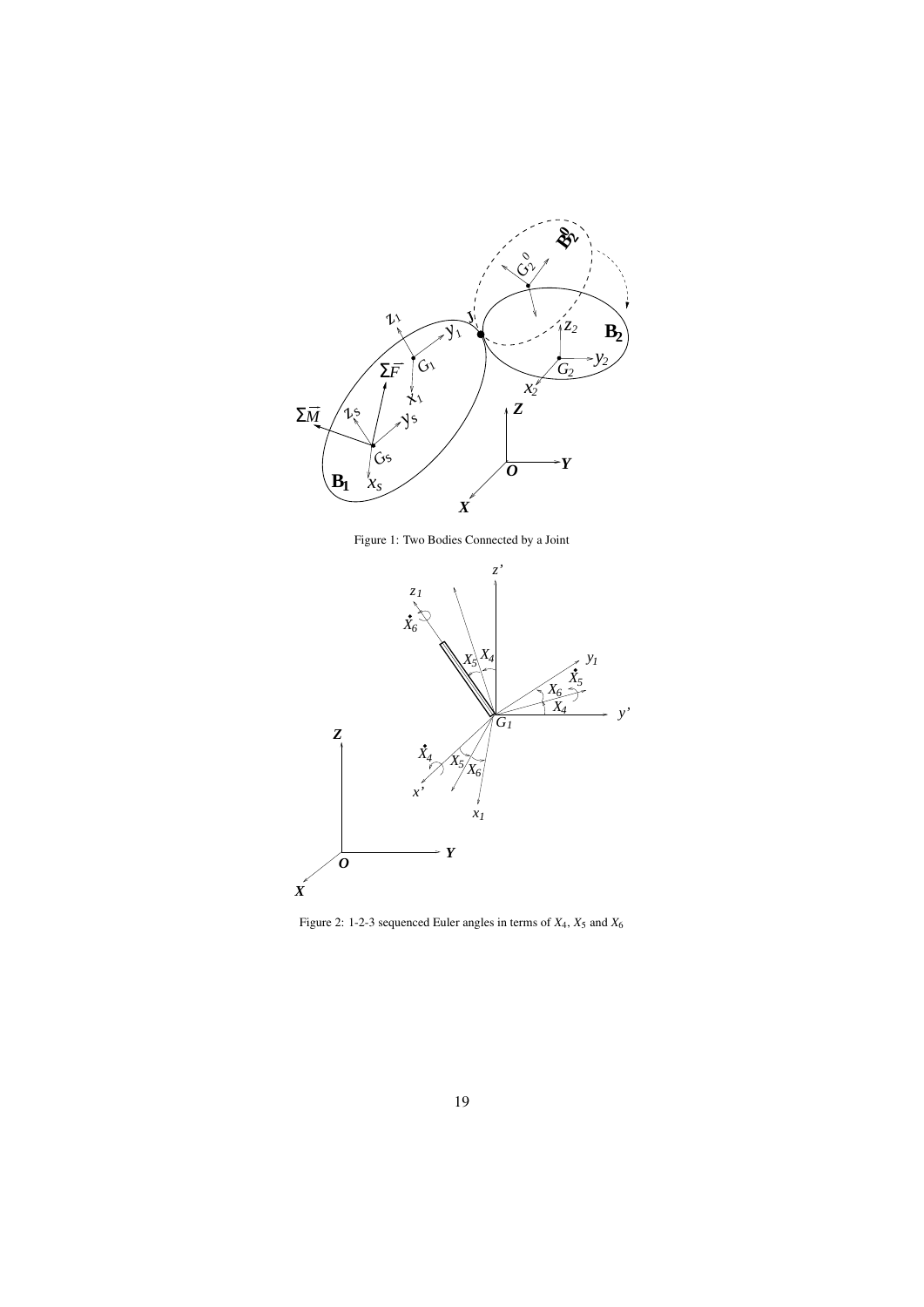Figure 1: Two Bodies Connected by a Joint

Figure 2: 1-2-3 sequenced Euler angles in terms of $X_4$, $X_5$ and $X_6$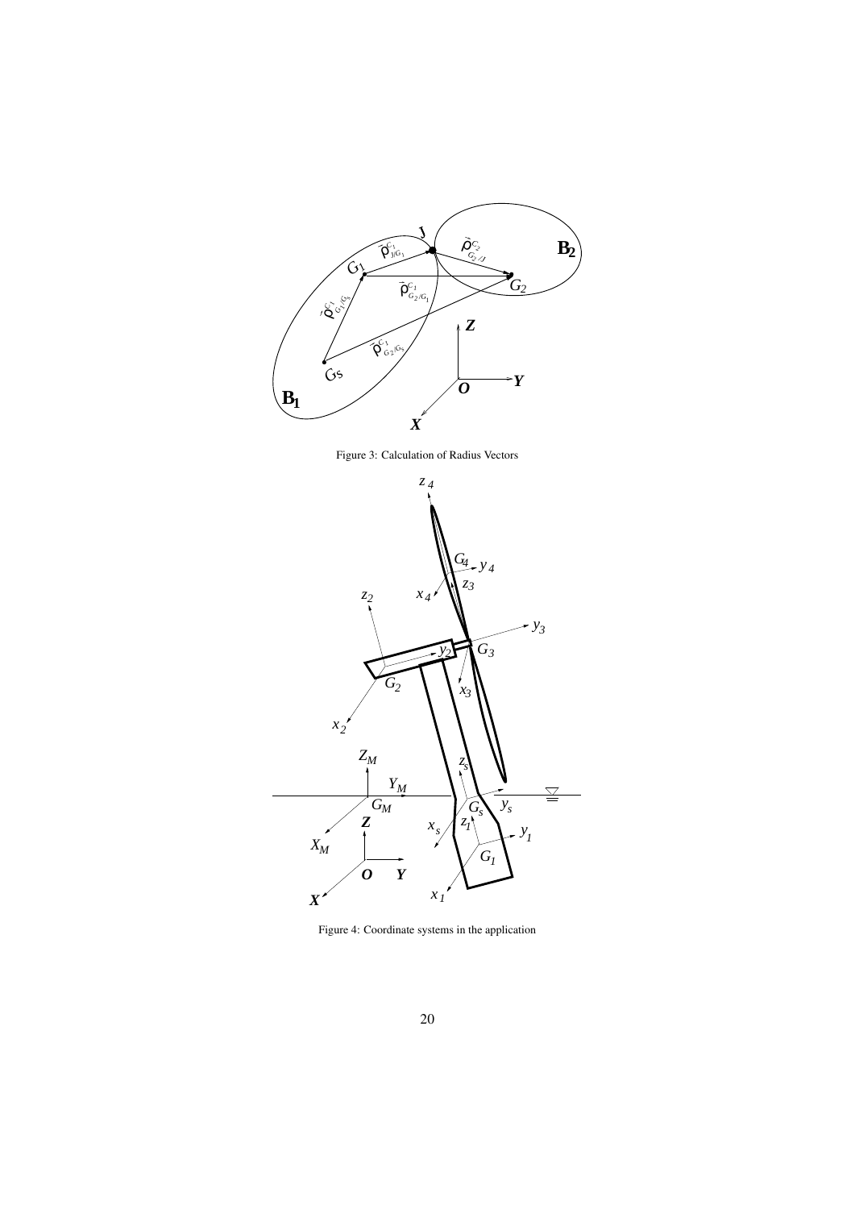Figure 3: Calculation of Radius Vectors

Figure 4: Coordinate systems in the application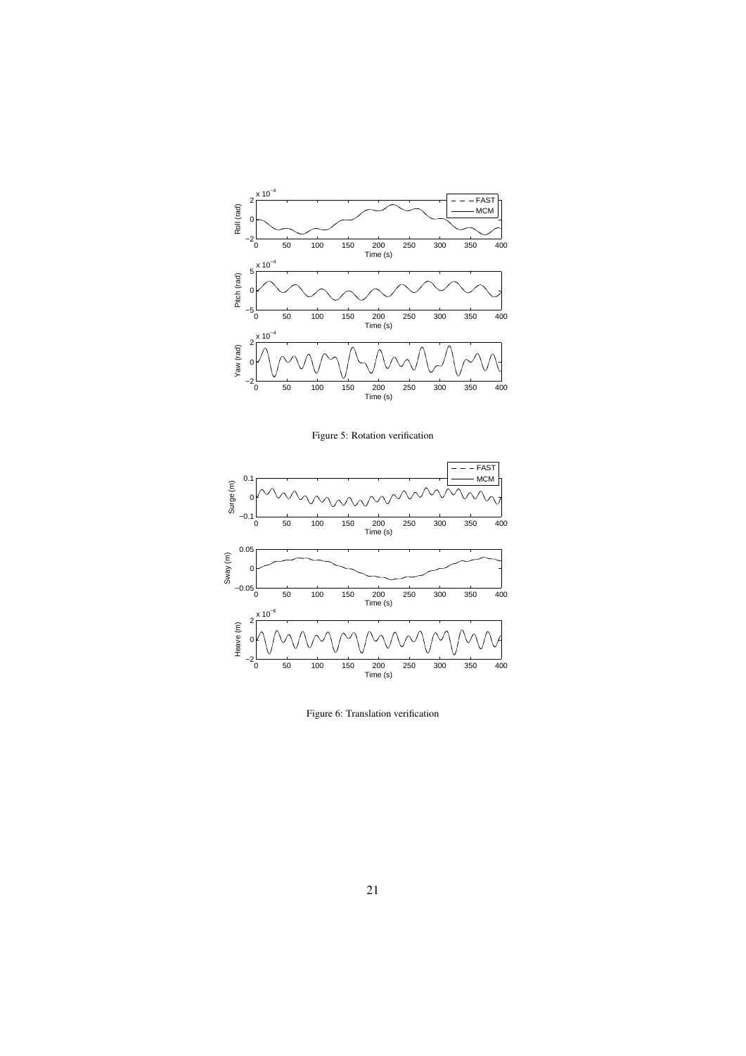Figure 5: Rotation verification

Figure 6: Translation verification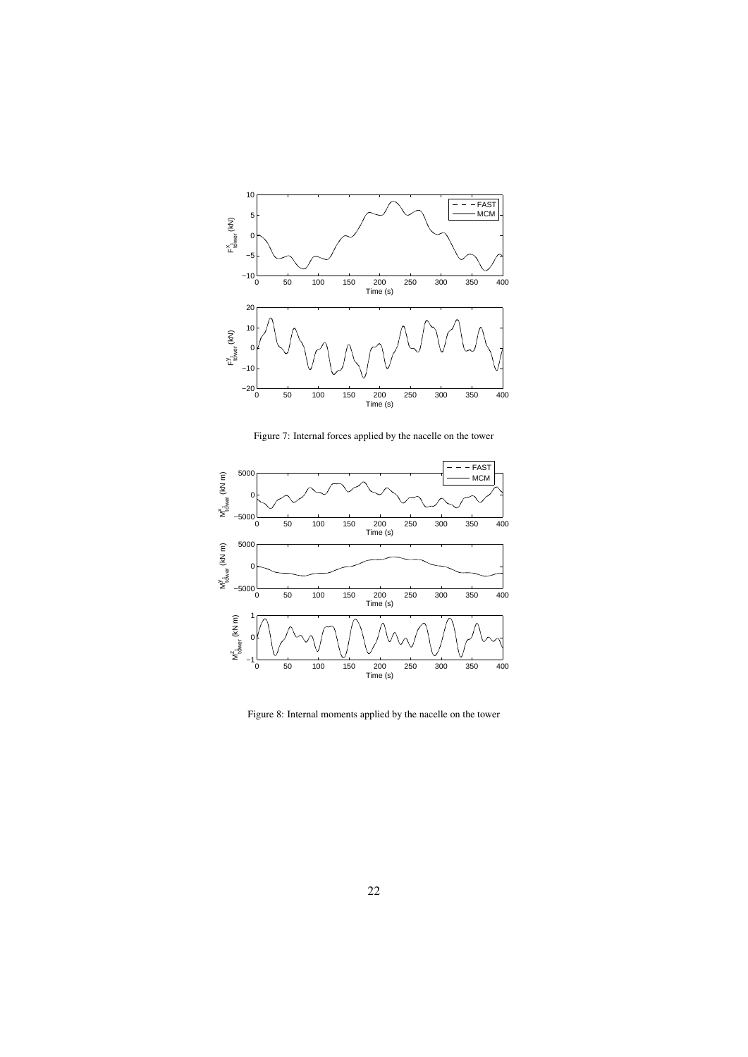10
5
0
−5
−10
0 50 100 150 200 250 300 350 400
Time (s)
$F^{x}_{tower}$ (kN)
FAST
MCM

20
10
0
−10
−20
0 50 100 150 200 250 300 350 400
Time (s)
$F^{y}_{tower}$ (kN)

Figure 7: Internal forces applied by the nacelle on the tower

5000
0
−5000
0 50 100 150 200 250 300 350 400
Time (s)
$M^{x_1}_{tower}$ (kN m)
FAST
MCM

5000
0
−5000
0 50 100 150 200 250 300 350 400
Time (s)
$M^{y_1}_{tower}$ (kN m)

1
0
−1
0 50 100 150 200 250 300 350 400
Time (s)
$M^{z_1}_{tower}$ (kN m)

Figure 8: Internal moments applied by the nacelle on the tower